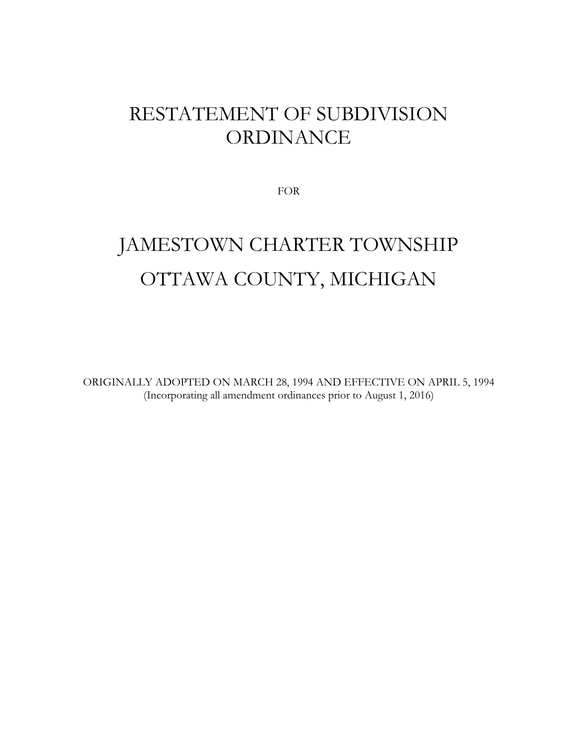# RESTATEMENT OF SUBDIVISION ORDINANCE

FOR

# JAMESTOWN CHARTER TOWNSHIP
# OTTAWA COUNTY, MICHIGAN

ORIGINALLY ADOPTED ON MARCH 28, 1994 AND EFFECTIVE ON APRIL 5, 1994
(Incorporating all amendment ordinances prior to August 1, 2016)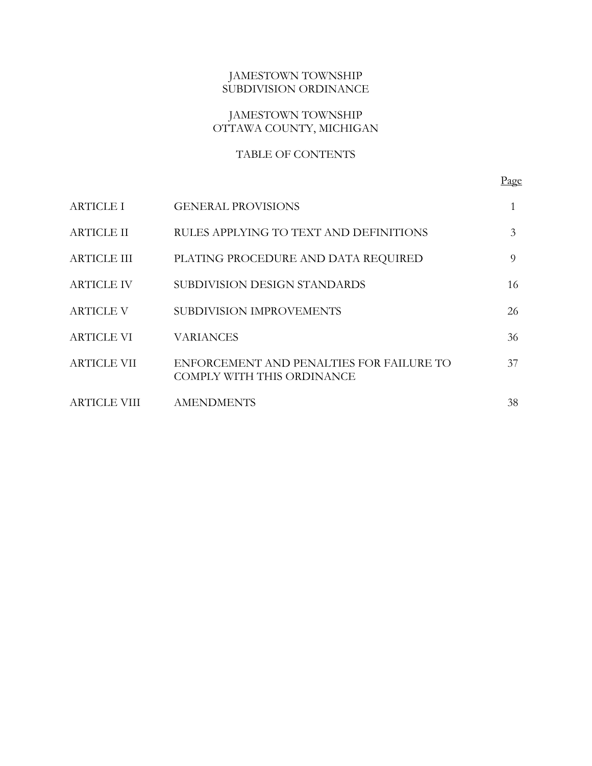# JAMESTOWN TOWNSHIP SUBDIVISION ORDINANCE

## JAMESTOWN TOWNSHIP OTTAWA COUNTY, MICHIGAN

### TABLE OF CONTENTS

| | | Page |
|---|---|---|
| ARTICLE I | GENERAL PROVISIONS | 1 |
| ARTICLE II | RULES APPLYING TO TEXT AND DEFINITIONS | 3 |
| ARTICLE III | PLATING PROCEDURE AND DATA REQUIRED | 9 |
| ARTICLE IV | SUBDIVISION DESIGN STANDARDS | 16 |
| ARTICLE V | SUBDIVISION IMPROVEMENTS | 26 |
| ARTICLE VI | VARIANCES | 36 |
| ARTICLE VII | ENFORCEMENT AND PENALTIES FOR FAILURE TO COMPLY WITH THIS ORDINANCE | 37 |
| ARTICLE VIII | AMENDMENTS | 38 |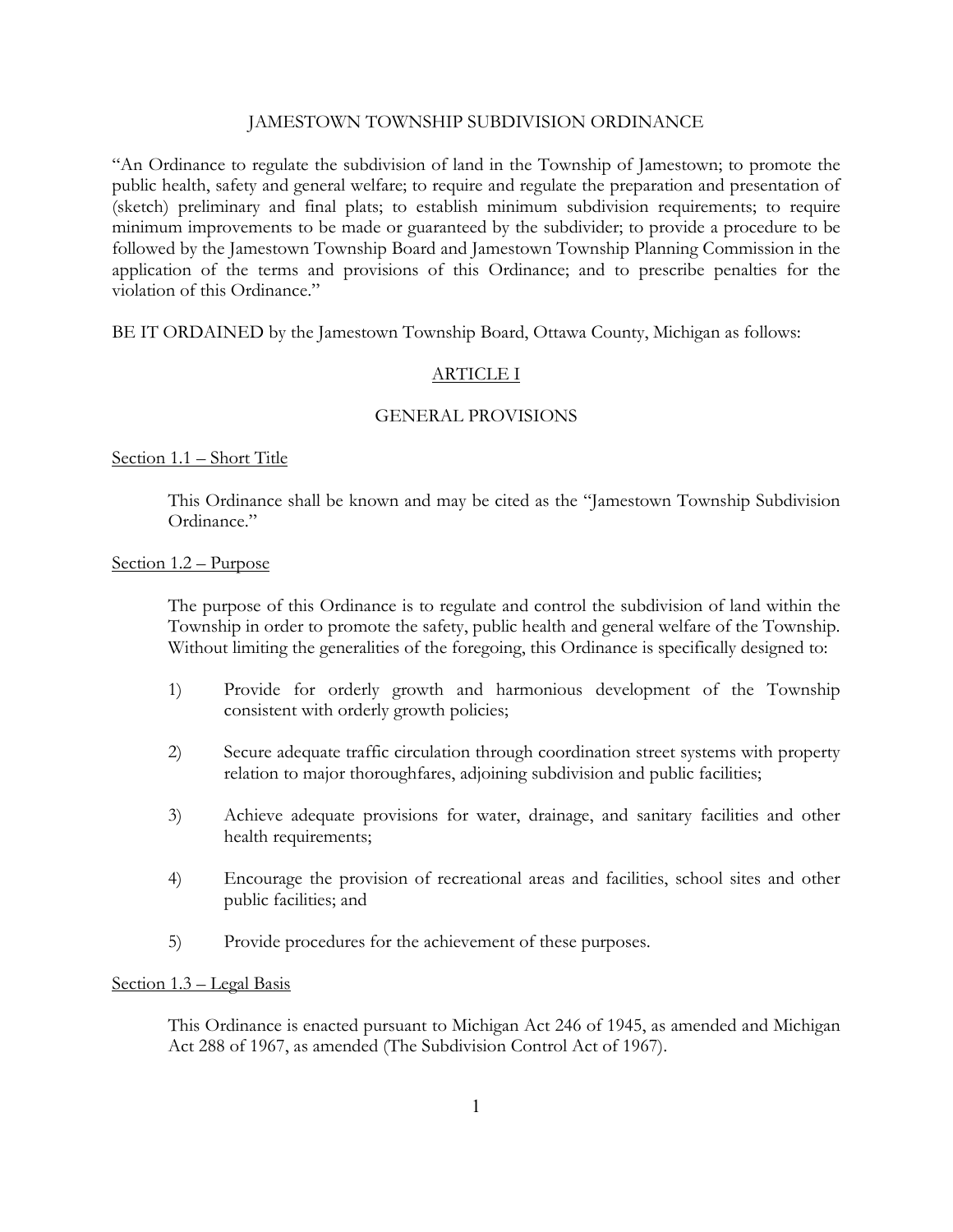# JAMESTOWN TOWNSHIP SUBDIVISION ORDINANCE

"An Ordinance to regulate the subdivision of land in the Township of Jamestown; to promote the public health, safety and general welfare; to require and regulate the preparation and presentation of (sketch) preliminary and final plats; to establish minimum subdivision requirements; to require minimum improvements to be made or guaranteed by the subdivider; to provide a procedure to be followed by the Jamestown Township Board and Jamestown Township Planning Commission in the application of the terms and provisions of this Ordinance; and to prescribe penalties for the violation of this Ordinance."

BE IT ORDAINED by the Jamestown Township Board, Ottawa County, Michigan as follows:

## ARTICLE I

## GENERAL PROVISIONS

### Section 1.1 – Short Title

This Ordinance shall be known and may be cited as the "Jamestown Township Subdivision Ordinance."

### Section 1.2 – Purpose

The purpose of this Ordinance is to regulate and control the subdivision of land within the Township in order to promote the safety, public health and general welfare of the Township. Without limiting the generalities of the foregoing, this Ordinance is specifically designed to:

1) Provide for orderly growth and harmonious development of the Township consistent with orderly growth policies;

2) Secure adequate traffic circulation through coordination street systems with property relation to major thoroughfares, adjoining subdivision and public facilities;

3) Achieve adequate provisions for water, drainage, and sanitary facilities and other health requirements;

4) Encourage the provision of recreational areas and facilities, school sites and other public facilities; and

5) Provide procedures for the achievement of these purposes.

### Section 1.3 – Legal Basis

This Ordinance is enacted pursuant to Michigan Act 246 of 1945, as amended and Michigan Act 288 of 1967, as amended (The Subdivision Control Act of 1967).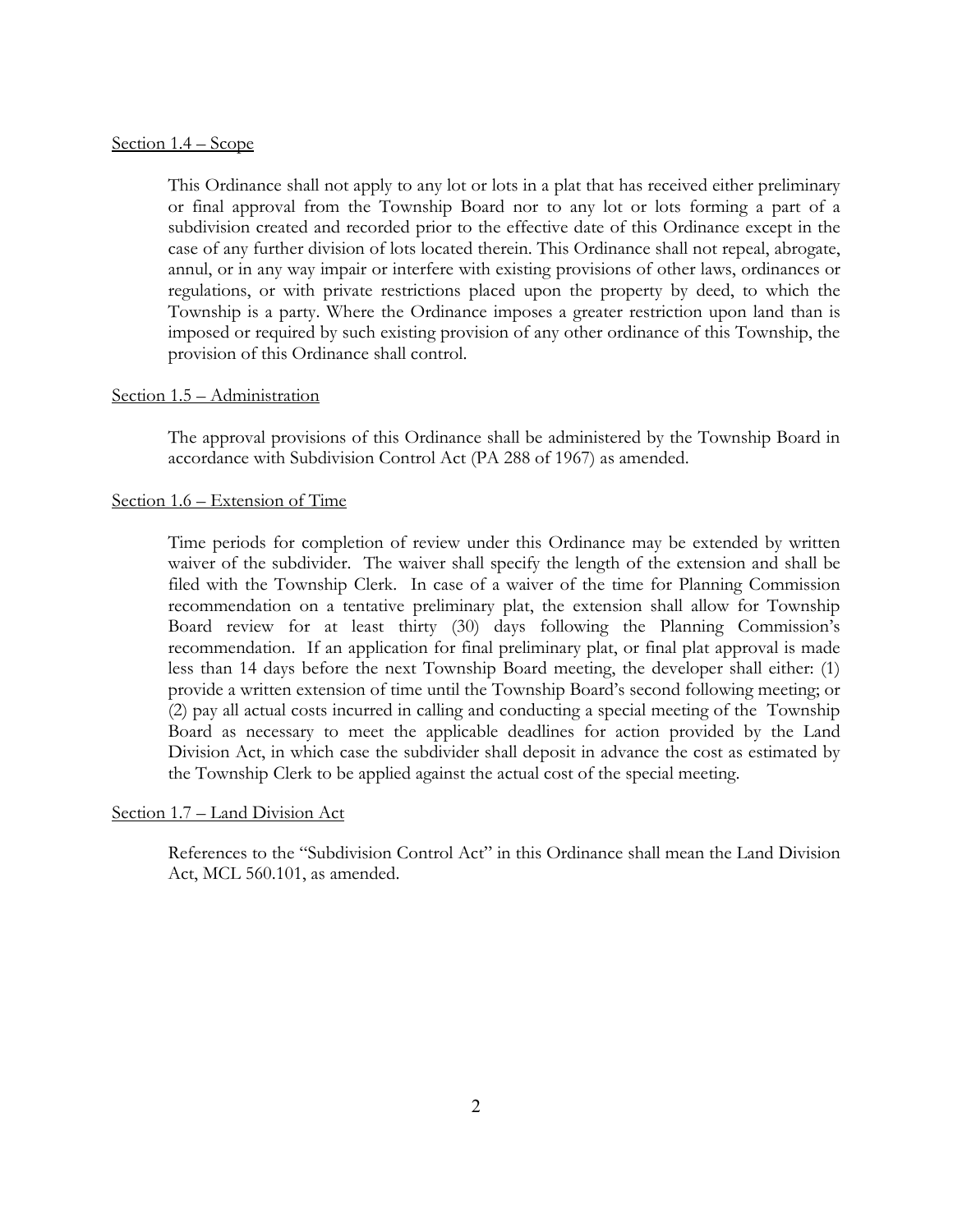Section 1.4 – Scope

This Ordinance shall not apply to any lot or lots in a plat that has received either preliminary or final approval from the Township Board nor to any lot or lots forming a part of a subdivision created and recorded prior to the effective date of this Ordinance except in the case of any further division of lots located therein. This Ordinance shall not repeal, abrogate, annul, or in any way impair or interfere with existing provisions of other laws, ordinances or regulations, or with private restrictions placed upon the property by deed, to which the Township is a party. Where the Ordinance imposes a greater restriction upon land than is imposed or required by such existing provision of any other ordinance of this Township, the provision of this Ordinance shall control.

Section 1.5 – Administration

The approval provisions of this Ordinance shall be administered by the Township Board in accordance with Subdivision Control Act (PA 288 of 1967) as amended.

Section 1.6 – Extension of Time

Time periods for completion of review under this Ordinance may be extended by written waiver of the subdivider. The waiver shall specify the length of the extension and shall be filed with the Township Clerk. In case of a waiver of the time for Planning Commission recommendation on a tentative preliminary plat, the extension shall allow for Township Board review for at least thirty (30) days following the Planning Commission's recommendation. If an application for final preliminary plat, or final plat approval is made less than 14 days before the next Township Board meeting, the developer shall either: (1) provide a written extension of time until the Township Board's second following meeting; or (2) pay all actual costs incurred in calling and conducting a special meeting of the Township Board as necessary to meet the applicable deadlines for action provided by the Land Division Act, in which case the subdivider shall deposit in advance the cost as estimated by the Township Clerk to be applied against the actual cost of the special meeting.

Section 1.7 – Land Division Act

References to the "Subdivision Control Act" in this Ordinance shall mean the Land Division Act, MCL 560.101, as amended.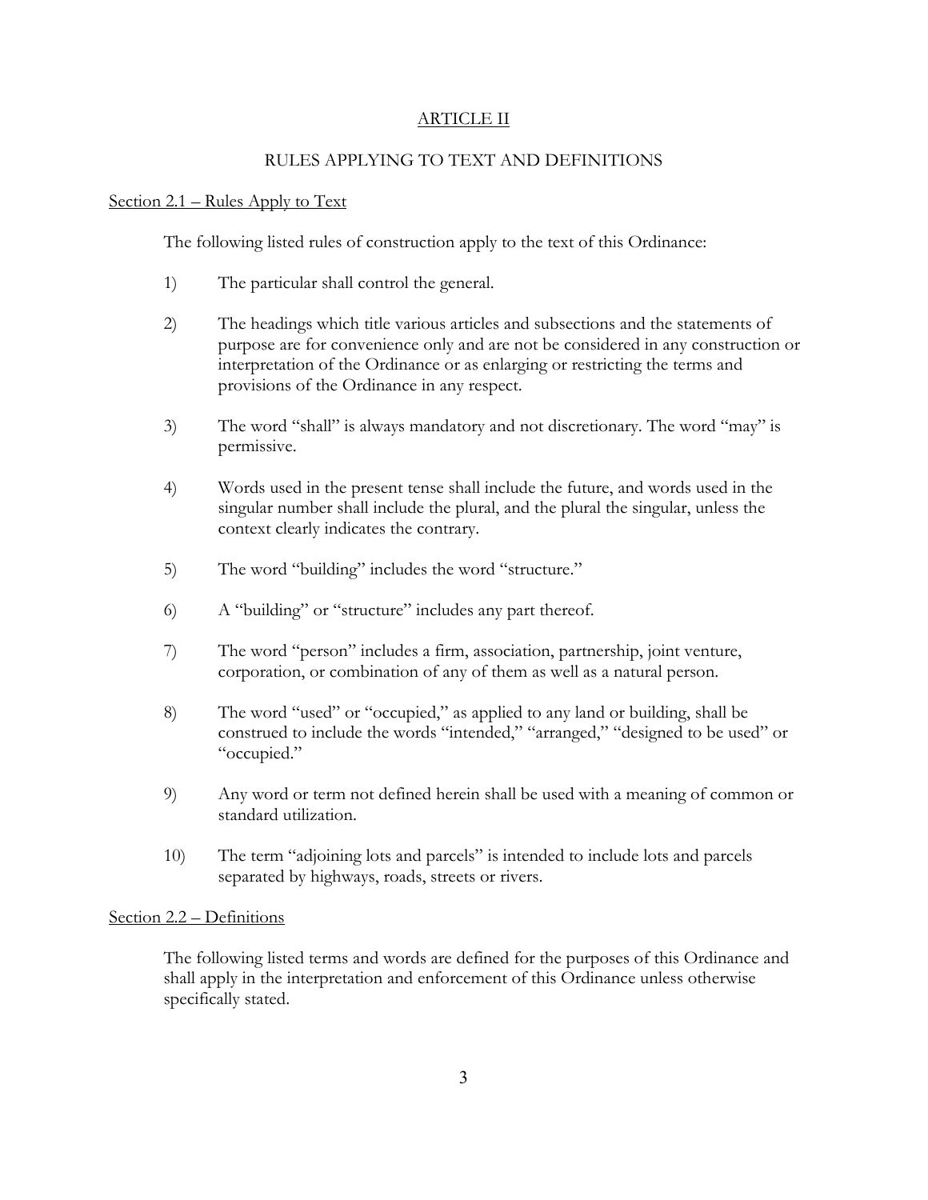# ARTICLE II

## RULES APPLYING TO TEXT AND DEFINITIONS

### Section 2.1 – Rules Apply to Text

The following listed rules of construction apply to the text of this Ordinance:

1) The particular shall control the general.

2) The headings which title various articles and subsections and the statements of purpose are for convenience only and are not be considered in any construction or interpretation of the Ordinance or as enlarging or restricting the terms and provisions of the Ordinance in any respect.

3) The word "shall" is always mandatory and not discretionary. The word "may" is permissive.

4) Words used in the present tense shall include the future, and words used in the singular number shall include the plural, and the plural the singular, unless the context clearly indicates the contrary.

5) The word "building" includes the word "structure."

6) A "building" or "structure" includes any part thereof.

7) The word "person" includes a firm, association, partnership, joint venture, corporation, or combination of any of them as well as a natural person.

8) The word "used" or "occupied," as applied to any land or building, shall be construed to include the words "intended," "arranged," "designed to be used" or "occupied."

9) Any word or term not defined herein shall be used with a meaning of common or standard utilization.

10) The term "adjoining lots and parcels" is intended to include lots and parcels separated by highways, roads, streets or rivers.

### Section 2.2 – Definitions

The following listed terms and words are defined for the purposes of this Ordinance and shall apply in the interpretation and enforcement of this Ordinance unless otherwise specifically stated.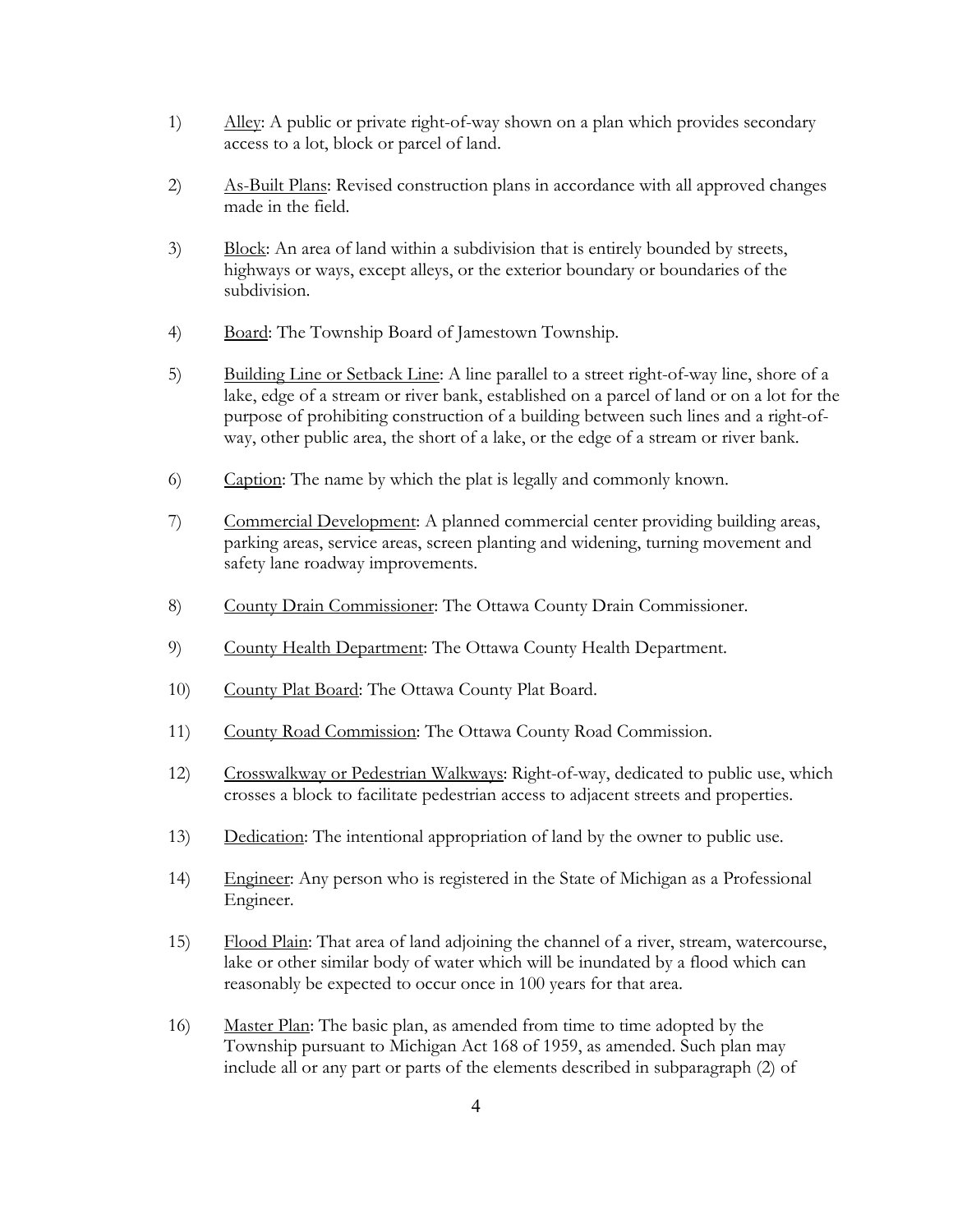1) <u>Alley</u>: A public or private right-of-way shown on a plan which provides secondary access to a lot, block or parcel of land.

2) <u>As-Built Plans</u>: Revised construction plans in accordance with all approved changes made in the field.

3) <u>Block</u>: An area of land within a subdivision that is entirely bounded by streets, highways or ways, except alleys, or the exterior boundary or boundaries of the subdivision.

4) <u>Board</u>: The Township Board of Jamestown Township.

5) <u>Building Line or Setback Line</u>: A line parallel to a street right-of-way line, shore of a lake, edge of a stream or river bank, established on a parcel of land or on a lot for the purpose of prohibiting construction of a building between such lines and a right-of-way, other public area, the short of a lake, or the edge of a stream or river bank.

6) <u>Caption</u>: The name by which the plat is legally and commonly known.

7) <u>Commercial Development</u>: A planned commercial center providing building areas, parking areas, service areas, screen planting and widening, turning movement and safety lane roadway improvements.

8) <u>County Drain Commissioner</u>: The Ottawa County Drain Commissioner.

9) <u>County Health Department</u>: The Ottawa County Health Department.

10) <u>County Plat Board</u>: The Ottawa County Plat Board.

11) <u>County Road Commission</u>: The Ottawa County Road Commission.

12) <u>Crosswalkway or Pedestrian Walkways</u>: Right-of-way, dedicated to public use, which crosses a block to facilitate pedestrian access to adjacent streets and properties.

13) <u>Dedication</u>: The intentional appropriation of land by the owner to public use.

14) <u>Engineer</u>: Any person who is registered in the State of Michigan as a Professional Engineer.

15) <u>Flood Plain</u>: That area of land adjoining the channel of a river, stream, watercourse, lake or other similar body of water which will be inundated by a flood which can reasonably be expected to occur once in 100 years for that area.

16) <u>Master Plan</u>: The basic plan, as amended from time to time adopted by the Township pursuant to Michigan Act 168 of 1959, as amended. Such plan may include all or any part or parts of the elements described in subparagraph (2) of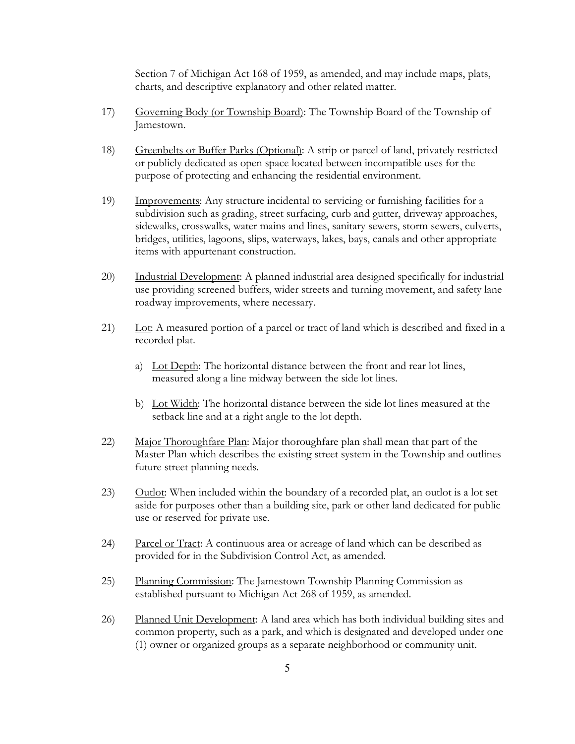Section 7 of Michigan Act 168 of 1959, as amended, and may include maps, plats, charts, and descriptive explanatory and other related matter.

17) Governing Body (or Township Board): The Township Board of the Township of Jamestown.

18) Greenbelts or Buffer Parks (Optional): A strip or parcel of land, privately restricted or publicly dedicated as open space located between incompatible uses for the purpose of protecting and enhancing the residential environment.

19) Improvements: Any structure incidental to servicing or furnishing facilities for a subdivision such as grading, street surfacing, curb and gutter, driveway approaches, sidewalks, crosswalks, water mains and lines, sanitary sewers, storm sewers, culverts, bridges, utilities, lagoons, slips, waterways, lakes, bays, canals and other appropriate items with appurtenant construction.

20) Industrial Development: A planned industrial area designed specifically for industrial use providing screened buffers, wider streets and turning movement, and safety lane roadway improvements, where necessary.

21) Lot: A measured portion of a parcel or tract of land which is described and fixed in a recorded plat.

    a) Lot Depth: The horizontal distance between the front and rear lot lines, measured along a line midway between the side lot lines.

    b) Lot Width: The horizontal distance between the side lot lines measured at the setback line and at a right angle to the lot depth.

22) Major Thoroughfare Plan: Major thoroughfare plan shall mean that part of the Master Plan which describes the existing street system in the Township and outlines future street planning needs.

23) Outlot: When included within the boundary of a recorded plat, an outlot is a lot set aside for purposes other than a building site, park or other land dedicated for public use or reserved for private use.

24) Parcel or Tract: A continuous area or acreage of land which can be described as provided for in the Subdivision Control Act, as amended.

25) Planning Commission: The Jamestown Township Planning Commission as established pursuant to Michigan Act 268 of 1959, as amended.

26) Planned Unit Development: A land area which has both individual building sites and common property, such as a park, and which is designated and developed under one (1) owner or organized groups as a separate neighborhood or community unit.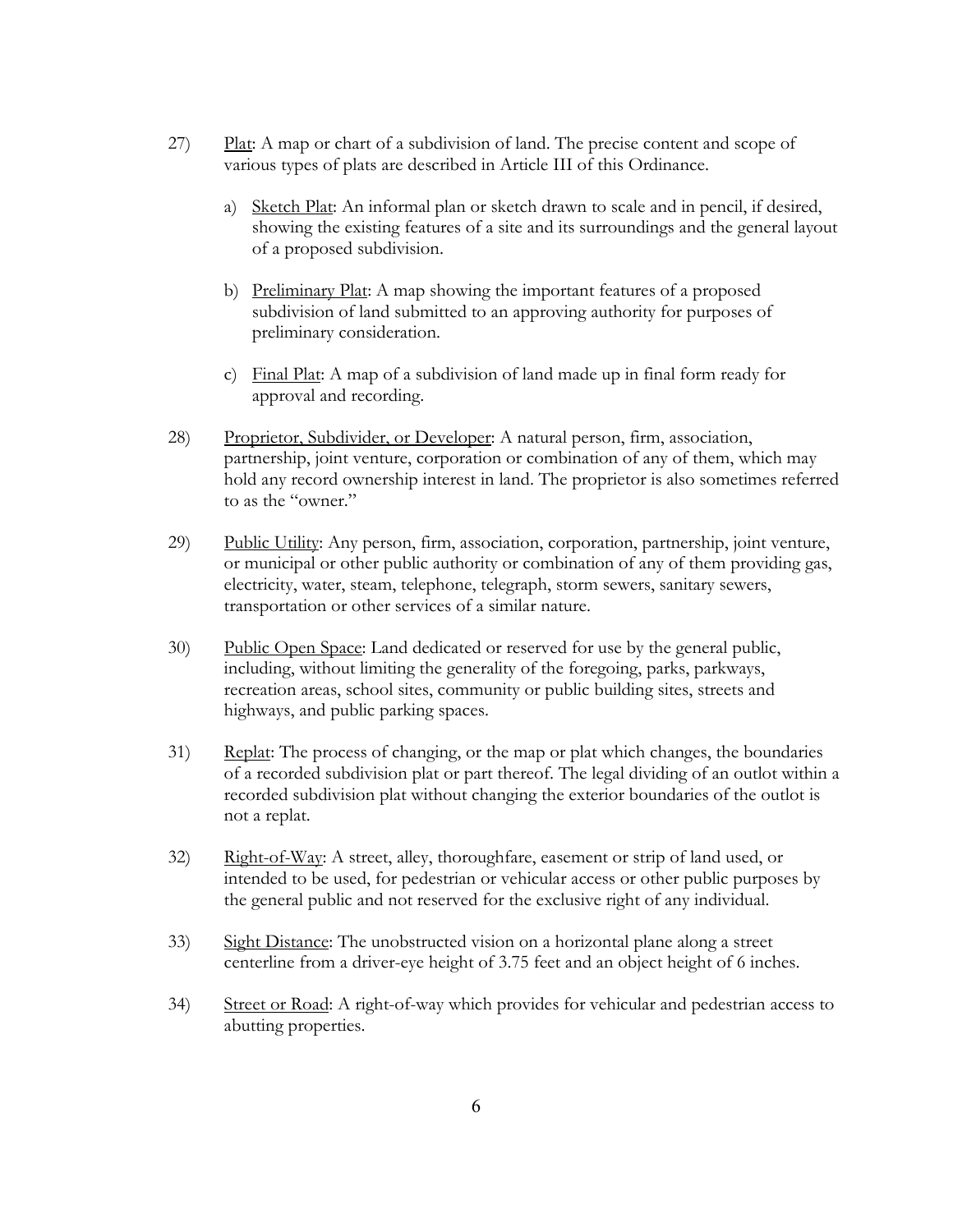27) <u>Plat</u>: A map or chart of a subdivision of land. The precise content and scope of various types of plats are described in Article III of this Ordinance.

    a) <u>Sketch Plat</u>: An informal plan or sketch drawn to scale and in pencil, if desired, showing the existing features of a site and its surroundings and the general layout of a proposed subdivision.

    b) <u>Preliminary Plat</u>: A map showing the important features of a proposed subdivision of land submitted to an approving authority for purposes of preliminary consideration.

    c) <u>Final Plat</u>: A map of a subdivision of land made up in final form ready for approval and recording.

28) <u>Proprietor, Subdivider, or Developer</u>: A natural person, firm, association, partnership, joint venture, corporation or combination of any of them, which may hold any record ownership interest in land. The proprietor is also sometimes referred to as the "owner."

29) <u>Public Utility</u>: Any person, firm, association, corporation, partnership, joint venture, or municipal or other public authority or combination of any of them providing gas, electricity, water, steam, telephone, telegraph, storm sewers, sanitary sewers, transportation or other services of a similar nature.

30) <u>Public Open Space</u>: Land dedicated or reserved for use by the general public, including, without limiting the generality of the foregoing, parks, parkways, recreation areas, school sites, community or public building sites, streets and highways, and public parking spaces.

31) <u>Replat</u>: The process of changing, or the map or plat which changes, the boundaries of a recorded subdivision plat or part thereof. The legal dividing of an outlot within a recorded subdivision plat without changing the exterior boundaries of the outlot is not a replat.

32) <u>Right-of-Way</u>: A street, alley, thoroughfare, easement or strip of land used, or intended to be used, for pedestrian or vehicular access or other public purposes by the general public and not reserved for the exclusive right of any individual.

33) <u>Sight Distance</u>: The unobstructed vision on a horizontal plane along a street centerline from a driver-eye height of 3.75 feet and an object height of 6 inches.

34) <u>Street or Road</u>: A right-of-way which provides for vehicular and pedestrian access to abutting properties.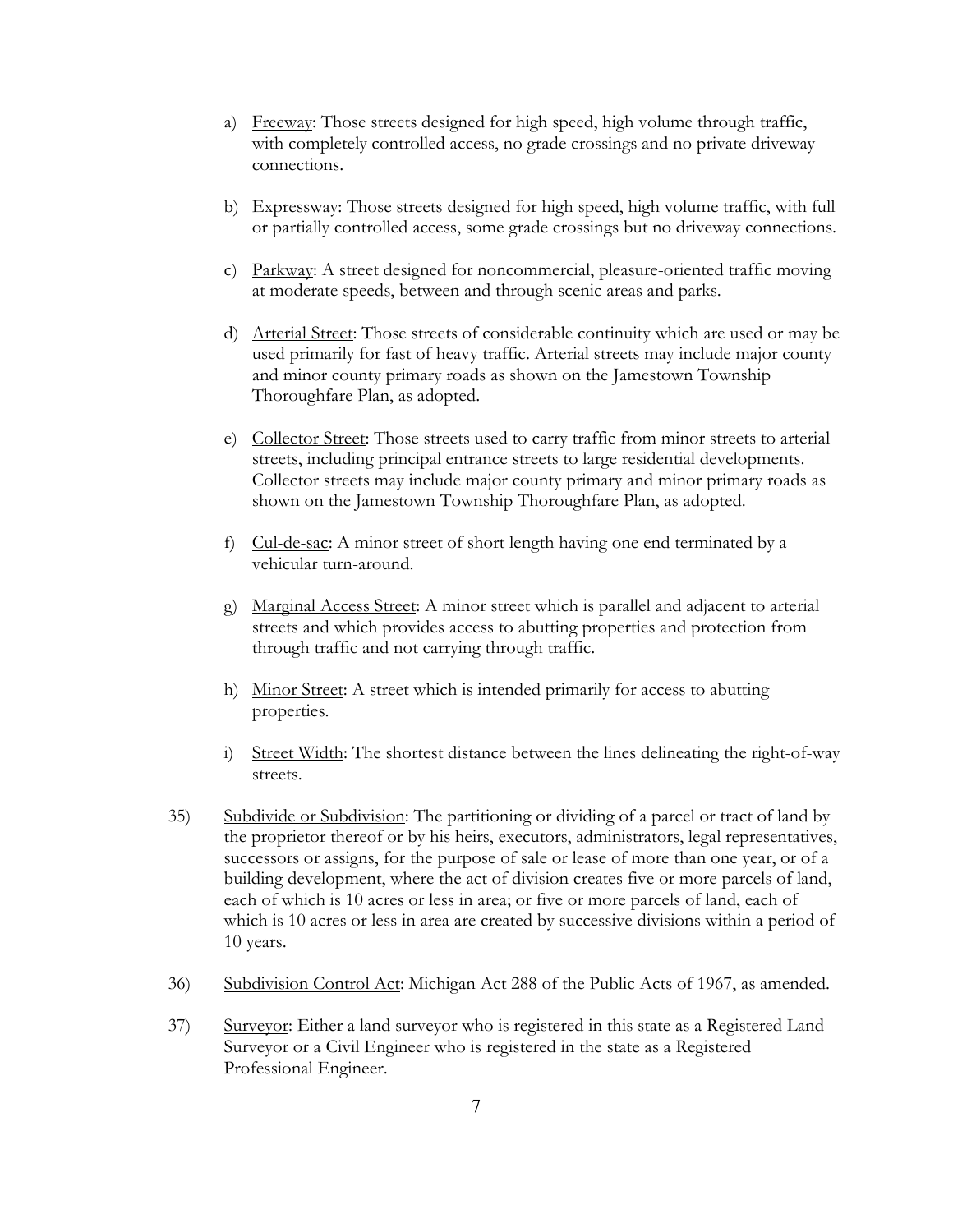a) Freeway: Those streets designed for high speed, high volume through traffic, with completely controlled access, no grade crossings and no private driveway connections.

b) Expressway: Those streets designed for high speed, high volume traffic, with full or partially controlled access, some grade crossings but no driveway connections.

c) Parkway: A street designed for noncommercial, pleasure-oriented traffic moving at moderate speeds, between and through scenic areas and parks.

d) Arterial Street: Those streets of considerable continuity which are used or may be used primarily for fast of heavy traffic. Arterial streets may include major county and minor county primary roads as shown on the Jamestown Township Thoroughfare Plan, as adopted.

e) Collector Street: Those streets used to carry traffic from minor streets to arterial streets, including principal entrance streets to large residential developments. Collector streets may include major county primary and minor primary roads as shown on the Jamestown Township Thoroughfare Plan, as adopted.

f) Cul-de-sac: A minor street of short length having one end terminated by a vehicular turn-around.

g) Marginal Access Street: A minor street which is parallel and adjacent to arterial streets and which provides access to abutting properties and protection from through traffic and not carrying through traffic.

h) Minor Street: A street which is intended primarily for access to abutting properties.

i) Street Width: The shortest distance between the lines delineating the right-of-way streets.

35) Subdivide or Subdivision: The partitioning or dividing of a parcel or tract of land by the proprietor thereof or by his heirs, executors, administrators, legal representatives, successors or assigns, for the purpose of sale or lease of more than one year, or of a building development, where the act of division creates five or more parcels of land, each of which is 10 acres or less in area; or five or more parcels of land, each of which is 10 acres or less in area are created by successive divisions within a period of 10 years.

36) Subdivision Control Act: Michigan Act 288 of the Public Acts of 1967, as amended.

37) Surveyor: Either a land surveyor who is registered in this state as a Registered Land Surveyor or a Civil Engineer who is registered in the state as a Registered Professional Engineer.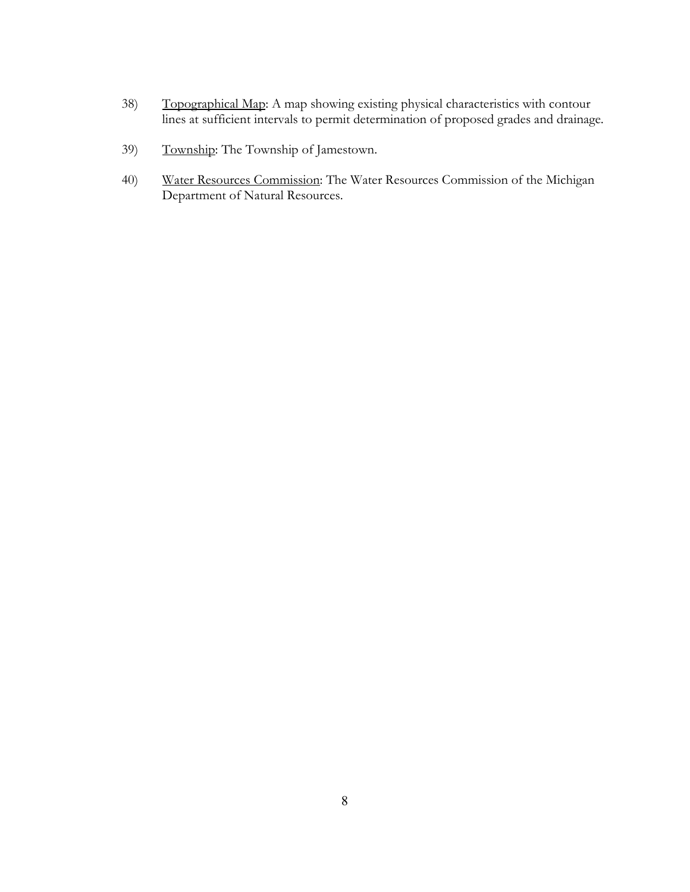38) Topographical Map: A map showing existing physical characteristics with contour lines at sufficient intervals to permit determination of proposed grades and drainage.

39) Township: The Township of Jamestown.

40) Water Resources Commission: The Water Resources Commission of the Michigan Department of Natural Resources.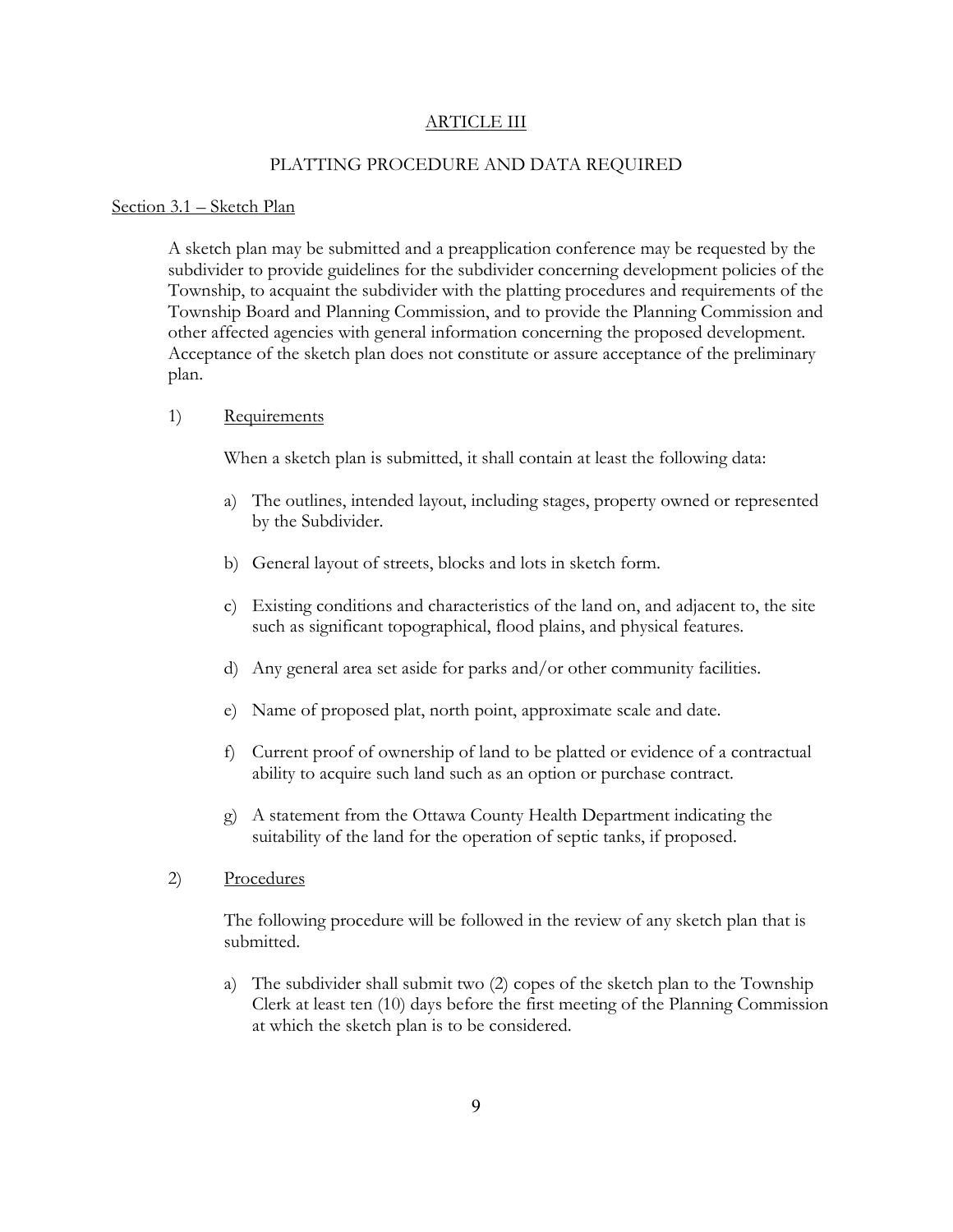# ARTICLE III

## PLATTING PROCEDURE AND DATA REQUIRED

### Section 3.1 – Sketch Plan

A sketch plan may be submitted and a preapplication conference may be requested by the subdivider to provide guidelines for the subdivider concerning development policies of the Township, to acquaint the subdivider with the platting procedures and requirements of the Township Board and Planning Commission, and to provide the Planning Commission and other affected agencies with general information concerning the proposed development. Acceptance of the sketch plan does not constitute or assure acceptance of the preliminary plan.

1) Requirements

When a sketch plan is submitted, it shall contain at least the following data:

a) The outlines, intended layout, including stages, property owned or represented by the Subdivider.

b) General layout of streets, blocks and lots in sketch form.

c) Existing conditions and characteristics of the land on, and adjacent to, the site such as significant topographical, flood plains, and physical features.

d) Any general area set aside for parks and/or other community facilities.

e) Name of proposed plat, north point, approximate scale and date.

f) Current proof of ownership of land to be platted or evidence of a contractual ability to acquire such land such as an option or purchase contract.

g) A statement from the Ottawa County Health Department indicating the suitability of the land for the operation of septic tanks, if proposed.

2) Procedures

The following procedure will be followed in the review of any sketch plan that is submitted.

a) The subdivider shall submit two (2) copes of the sketch plan to the Township Clerk at least ten (10) days before the first meeting of the Planning Commission at which the sketch plan is to be considered.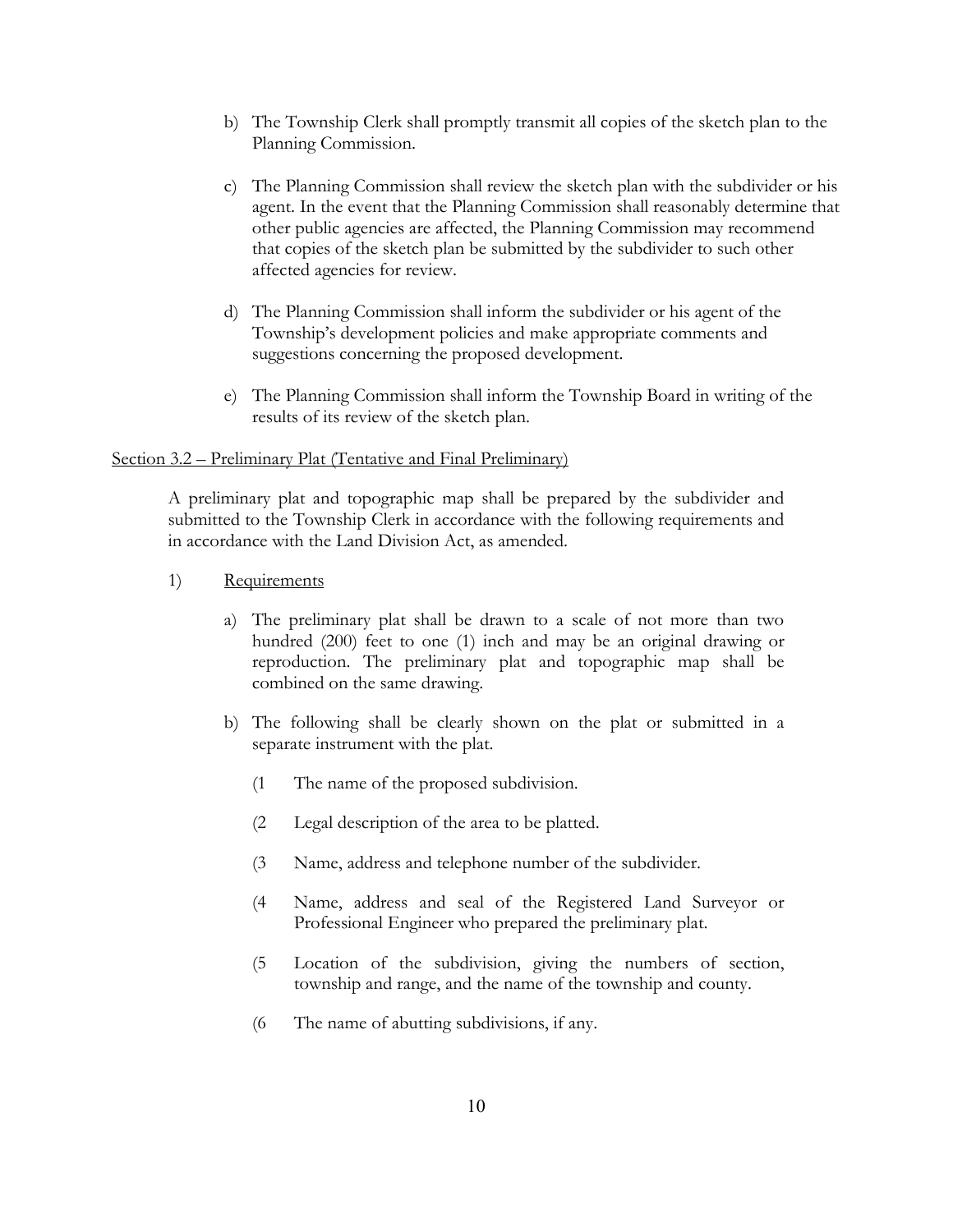b) The Township Clerk shall promptly transmit all copies of the sketch plan to the Planning Commission.

c) The Planning Commission shall review the sketch plan with the subdivider or his agent. In the event that the Planning Commission shall reasonably determine that other public agencies are affected, the Planning Commission may recommend that copies of the sketch plan be submitted by the subdivider to such other affected agencies for review.

d) The Planning Commission shall inform the subdivider or his agent of the Township's development policies and make appropriate comments and suggestions concerning the proposed development.

e) The Planning Commission shall inform the Township Board in writing of the results of its review of the sketch plan.

<u>Section 3.2 – Preliminary Plat (Tentative and Final Preliminary)</u>

A preliminary plat and topographic map shall be prepared by the subdivider and submitted to the Township Clerk in accordance with the following requirements and in accordance with the Land Division Act, as amended.

1) <u>Requirements</u>

   a) The preliminary plat shall be drawn to a scale of not more than two hundred (200) feet to one (1) inch and may be an original drawing or reproduction. The preliminary plat and topographic map shall be combined on the same drawing.

   b) The following shall be clearly shown on the plat or submitted in a separate instrument with the plat.

      (1 The name of the proposed subdivision.

      (2 Legal description of the area to be platted.

      (3 Name, address and telephone number of the subdivider.

      (4 Name, address and seal of the Registered Land Surveyor or Professional Engineer who prepared the preliminary plat.

      (5 Location of the subdivision, giving the numbers of section, township and range, and the name of the township and county.

      (6 The name of abutting subdivisions, if any.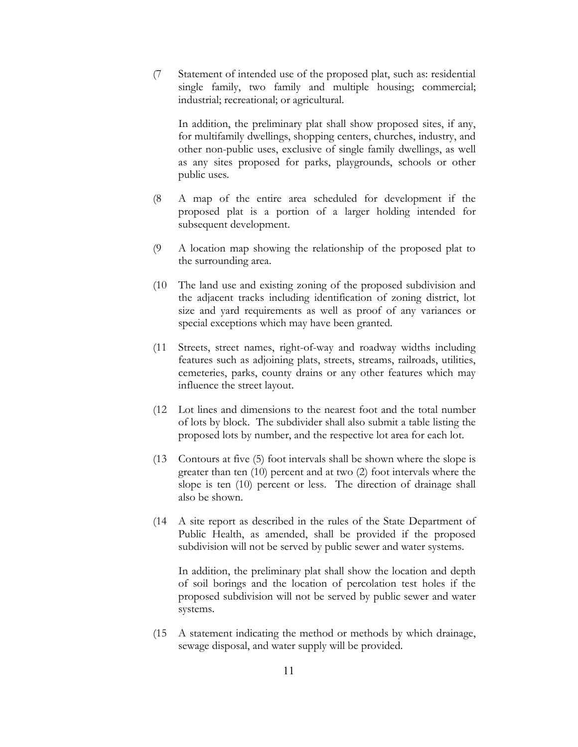(7 Statement of intended use of the proposed plat, such as: residential single family, two family and multiple housing; commercial; industrial; recreational; or agricultural.

In addition, the preliminary plat shall show proposed sites, if any, for multifamily dwellings, shopping centers, churches, industry, and other non-public uses, exclusive of single family dwellings, as well as any sites proposed for parks, playgrounds, schools or other public uses.

(8 A map of the entire area scheduled for development if the proposed plat is a portion of a larger holding intended for subsequent development.

(9 A location map showing the relationship of the proposed plat to the surrounding area.

(10 The land use and existing zoning of the proposed subdivision and the adjacent tracks including identification of zoning district, lot size and yard requirements as well as proof of any variances or special exceptions which may have been granted.

(11 Streets, street names, right-of-way and roadway widths including features such as adjoining plats, streets, streams, railroads, utilities, cemeteries, parks, county drains or any other features which may influence the street layout.

(12 Lot lines and dimensions to the nearest foot and the total number of lots by block. The subdivider shall also submit a table listing the proposed lots by number, and the respective lot area for each lot.

(13 Contours at five (5) foot intervals shall be shown where the slope is greater than ten (10) percent and at two (2) foot intervals where the slope is ten (10) percent or less. The direction of drainage shall also be shown.

(14 A site report as described in the rules of the State Department of Public Health, as amended, shall be provided if the proposed subdivision will not be served by public sewer and water systems.

In addition, the preliminary plat shall show the location and depth of soil borings and the location of percolation test holes if the proposed subdivision will not be served by public sewer and water systems.

(15 A statement indicating the method or methods by which drainage, sewage disposal, and water supply will be provided.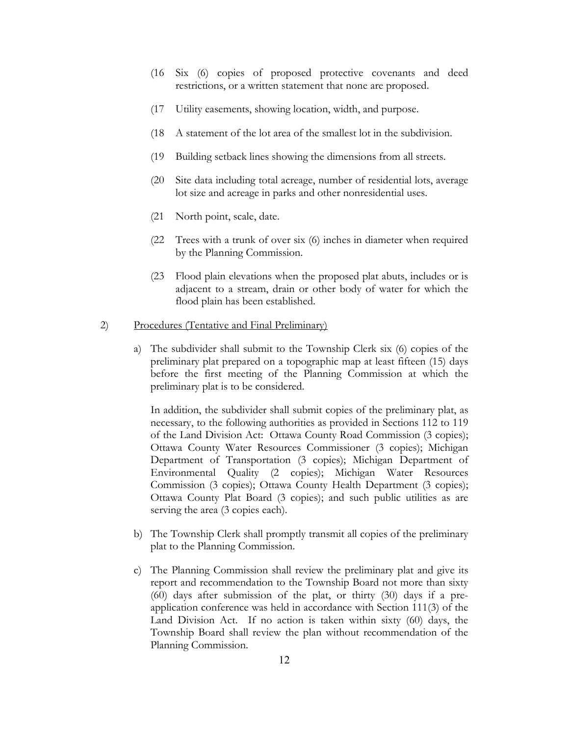(16 Six (6) copies of proposed protective covenants and deed restrictions, or a written statement that none are proposed.

(17 Utility easements, showing location, width, and purpose.

(18 A statement of the lot area of the smallest lot in the subdivision.

(19 Building setback lines showing the dimensions from all streets.

(20 Site data including total acreage, number of residential lots, average lot size and acreage in parks and other nonresidential uses.

(21 North point, scale, date.

(22 Trees with a trunk of over six (6) inches in diameter when required by the Planning Commission.

(23 Flood plain elevations when the proposed plat abuts, includes or is adjacent to a stream, drain or other body of water for which the flood plain has been established.

2) <u>Procedures (Tentative and Final Preliminary)</u>

a) The subdivider shall submit to the Township Clerk six (6) copies of the preliminary plat prepared on a topographic map at least fifteen (15) days before the first meeting of the Planning Commission at which the preliminary plat is to be considered.

   In addition, the subdivider shall submit copies of the preliminary plat, as necessary, to the following authorities as provided in Sections 112 to 119 of the Land Division Act: Ottawa County Road Commission (3 copies); Ottawa County Water Resources Commissioner (3 copies); Michigan Department of Transportation (3 copies); Michigan Department of Environmental Quality (2 copies); Michigan Water Resources Commission (3 copies); Ottawa County Health Department (3 copies); Ottawa County Plat Board (3 copies); and such public utilities as are serving the area (3 copies each).

b) The Township Clerk shall promptly transmit all copies of the preliminary plat to the Planning Commission.

c) The Planning Commission shall review the preliminary plat and give its report and recommendation to the Township Board not more than sixty (60) days after submission of the plat, or thirty (30) days if a pre-application conference was held in accordance with Section 111(3) of the Land Division Act. If no action is taken within sixty (60) days, the Township Board shall review the plan without recommendation of the Planning Commission.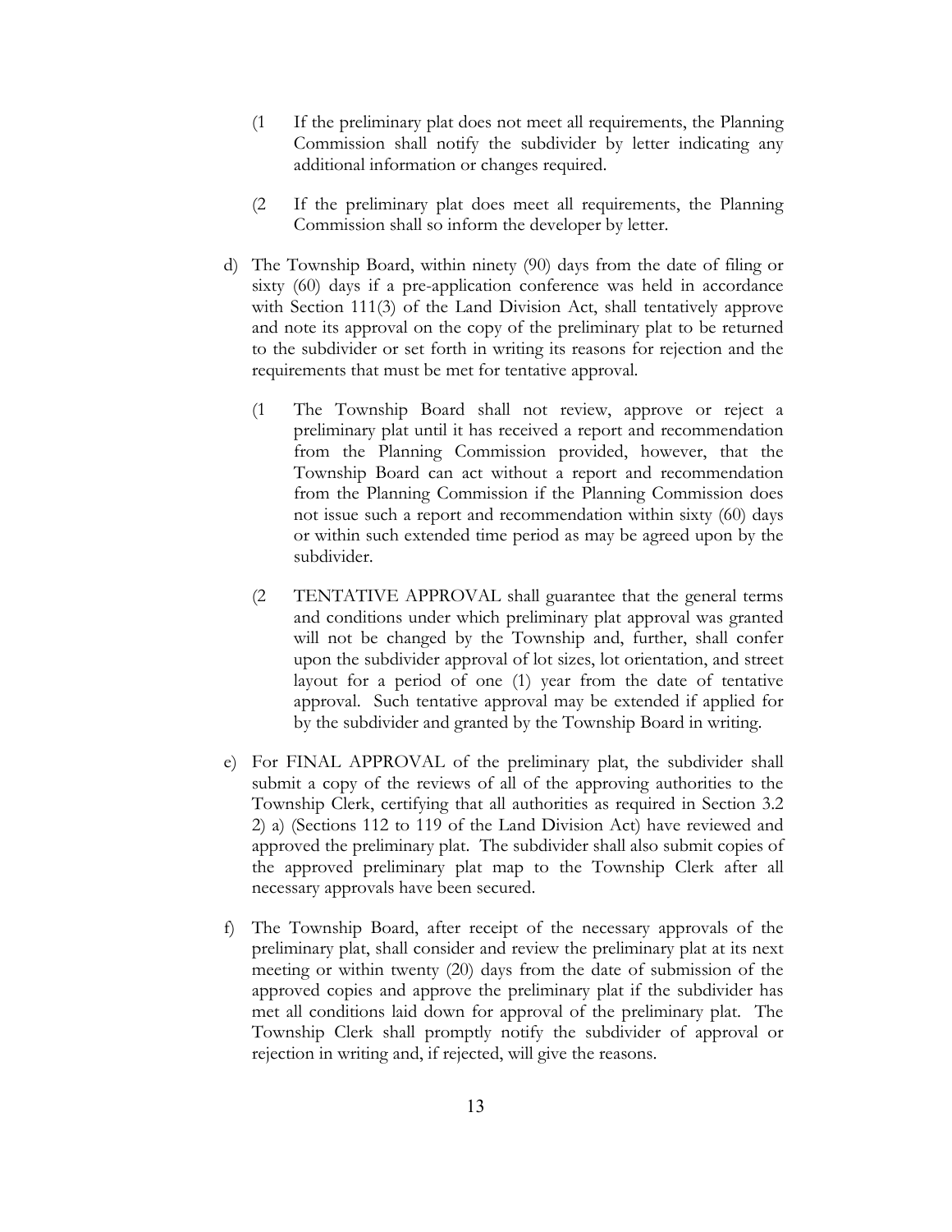(1 If the preliminary plat does not meet all requirements, the Planning Commission shall notify the subdivider by letter indicating any additional information or changes required.

(2 If the preliminary plat does meet all requirements, the Planning Commission shall so inform the developer by letter.

d) The Township Board, within ninety (90) days from the date of filing or sixty (60) days if a pre-application conference was held in accordance with Section 111(3) of the Land Division Act, shall tentatively approve and note its approval on the copy of the preliminary plat to be returned to the subdivider or set forth in writing its reasons for rejection and the requirements that must be met for tentative approval.

(1 The Township Board shall not review, approve or reject a preliminary plat until it has received a report and recommendation from the Planning Commission provided, however, that the Township Board can act without a report and recommendation from the Planning Commission if the Planning Commission does not issue such a report and recommendation within sixty (60) days or within such extended time period as may be agreed upon by the subdivider.

(2 TENTATIVE APPROVAL shall guarantee that the general terms and conditions under which preliminary plat approval was granted will not be changed by the Township and, further, shall confer upon the subdivider approval of lot sizes, lot orientation, and street layout for a period of one (1) year from the date of tentative approval. Such tentative approval may be extended if applied for by the subdivider and granted by the Township Board in writing.

e) For FINAL APPROVAL of the preliminary plat, the subdivider shall submit a copy of the reviews of all of the approving authorities to the Township Clerk, certifying that all authorities as required in Section 3.2 2) a) (Sections 112 to 119 of the Land Division Act) have reviewed and approved the preliminary plat. The subdivider shall also submit copies of the approved preliminary plat map to the Township Clerk after all necessary approvals have been secured.

f) The Township Board, after receipt of the necessary approvals of the preliminary plat, shall consider and review the preliminary plat at its next meeting or within twenty (20) days from the date of submission of the approved copies and approve the preliminary plat if the subdivider has met all conditions laid down for approval of the preliminary plat. The Township Clerk shall promptly notify the subdivider of approval or rejection in writing and, if rejected, will give the reasons.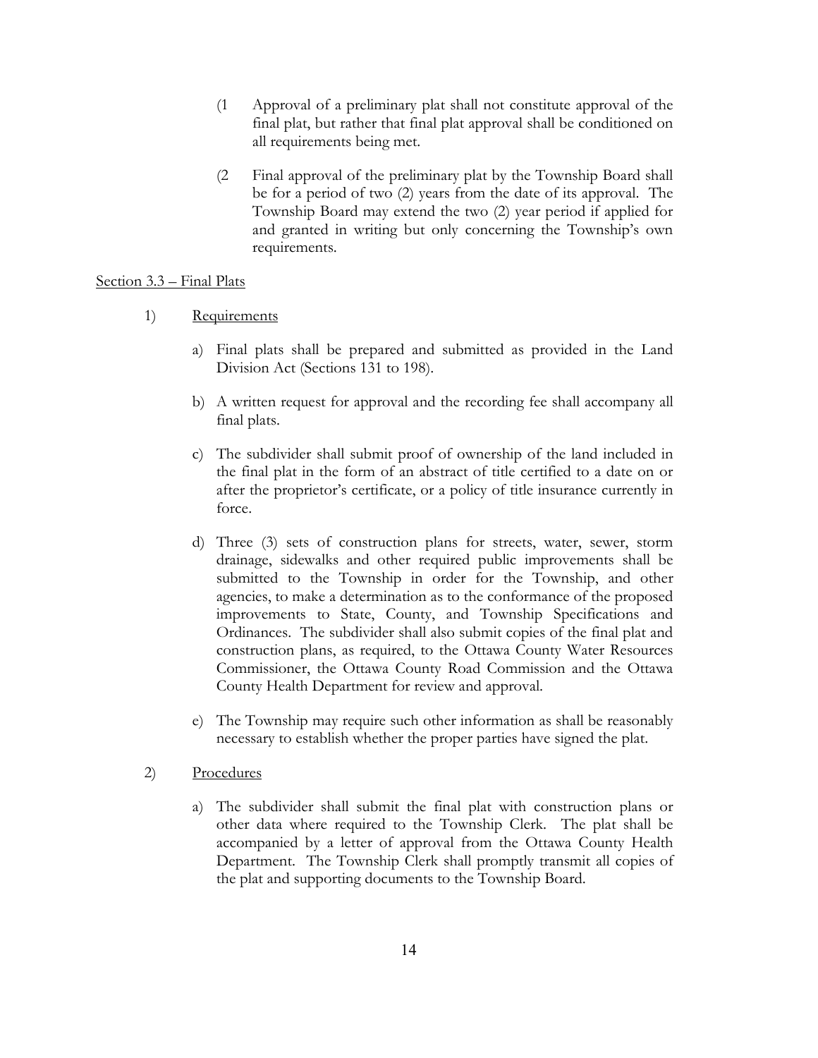(1 Approval of a preliminary plat shall not constitute approval of the final plat, but rather that final plat approval shall be conditioned on all requirements being met.

(2 Final approval of the preliminary plat by the Township Board shall be for a period of two (2) years from the date of its approval. The Township Board may extend the two (2) year period if applied for and granted in writing but only concerning the Township's own requirements.

<u>Section 3.3 – Final Plats</u>

1) <u>Requirements</u>

   a) Final plats shall be prepared and submitted as provided in the Land Division Act (Sections 131 to 198).

   b) A written request for approval and the recording fee shall accompany all final plats.

   c) The subdivider shall submit proof of ownership of the land included in the final plat in the form of an abstract of title certified to a date on or after the proprietor's certificate, or a policy of title insurance currently in force.

   d) Three (3) sets of construction plans for streets, water, sewer, storm drainage, sidewalks and other required public improvements shall be submitted to the Township in order for the Township, and other agencies, to make a determination as to the conformance of the proposed improvements to State, County, and Township Specifications and Ordinances. The subdivider shall also submit copies of the final plat and construction plans, as required, to the Ottawa County Water Resources Commissioner, the Ottawa County Road Commission and the Ottawa County Health Department for review and approval.

   e) The Township may require such other information as shall be reasonably necessary to establish whether the proper parties have signed the plat.

2) <u>Procedures</u>

   a) The subdivider shall submit the final plat with construction plans or other data where required to the Township Clerk. The plat shall be accompanied by a letter of approval from the Ottawa County Health Department. The Township Clerk shall promptly transmit all copies of the plat and supporting documents to the Township Board.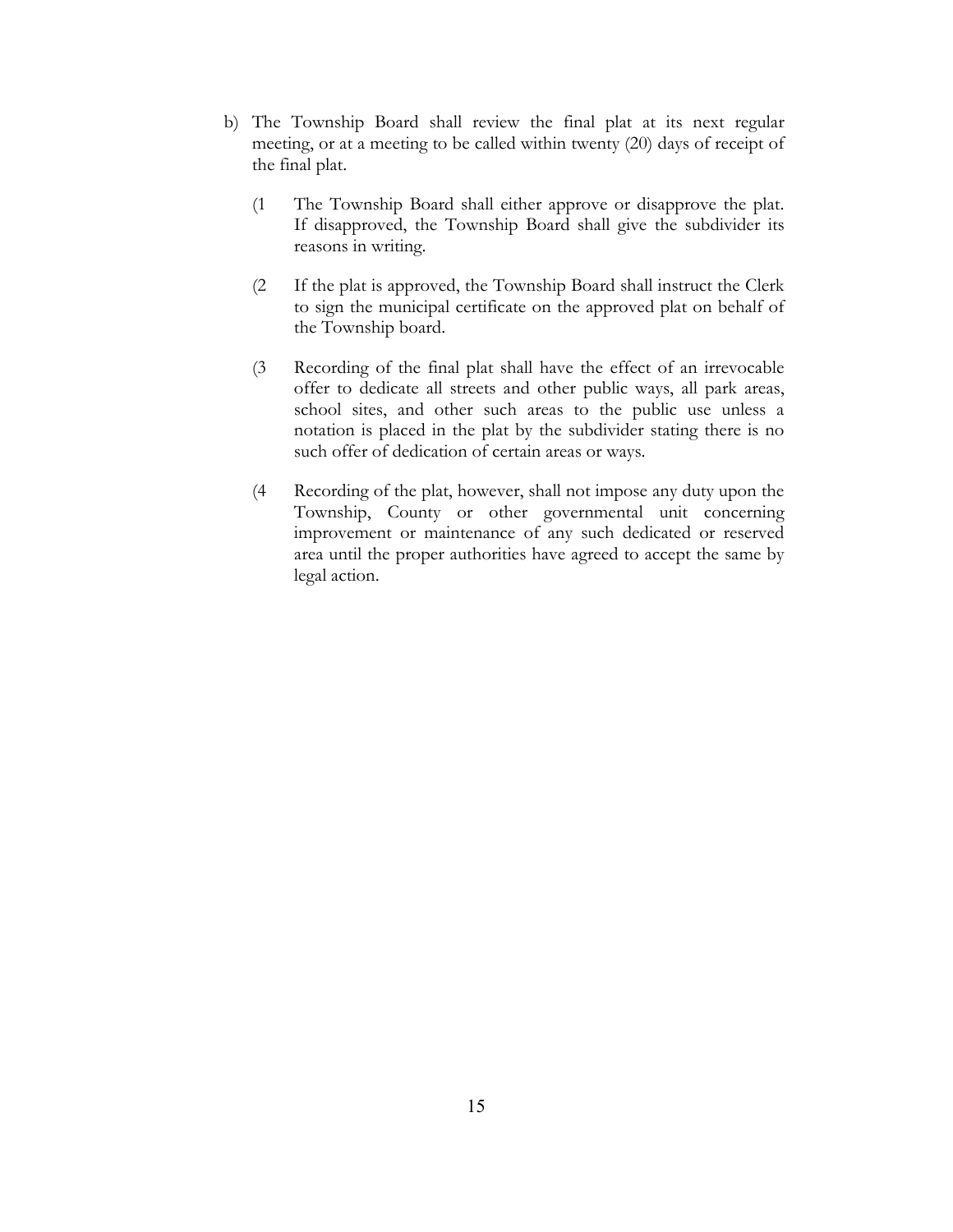b) The Township Board shall review the final plat at its next regular meeting, or at a meeting to be called within twenty (20) days of receipt of the final plat.

   (1 The Township Board shall either approve or disapprove the plat. If disapproved, the Township Board shall give the subdivider its reasons in writing.

   (2 If the plat is approved, the Township Board shall instruct the Clerk to sign the municipal certificate on the approved plat on behalf of the Township board.

   (3 Recording of the final plat shall have the effect of an irrevocable offer to dedicate all streets and other public ways, all park areas, school sites, and other such areas to the public use unless a notation is placed in the plat by the subdivider stating there is no such offer of dedication of certain areas or ways.

   (4 Recording of the plat, however, shall not impose any duty upon the Township, County or other governmental unit concerning improvement or maintenance of any such dedicated or reserved area until the proper authorities have agreed to accept the same by legal action.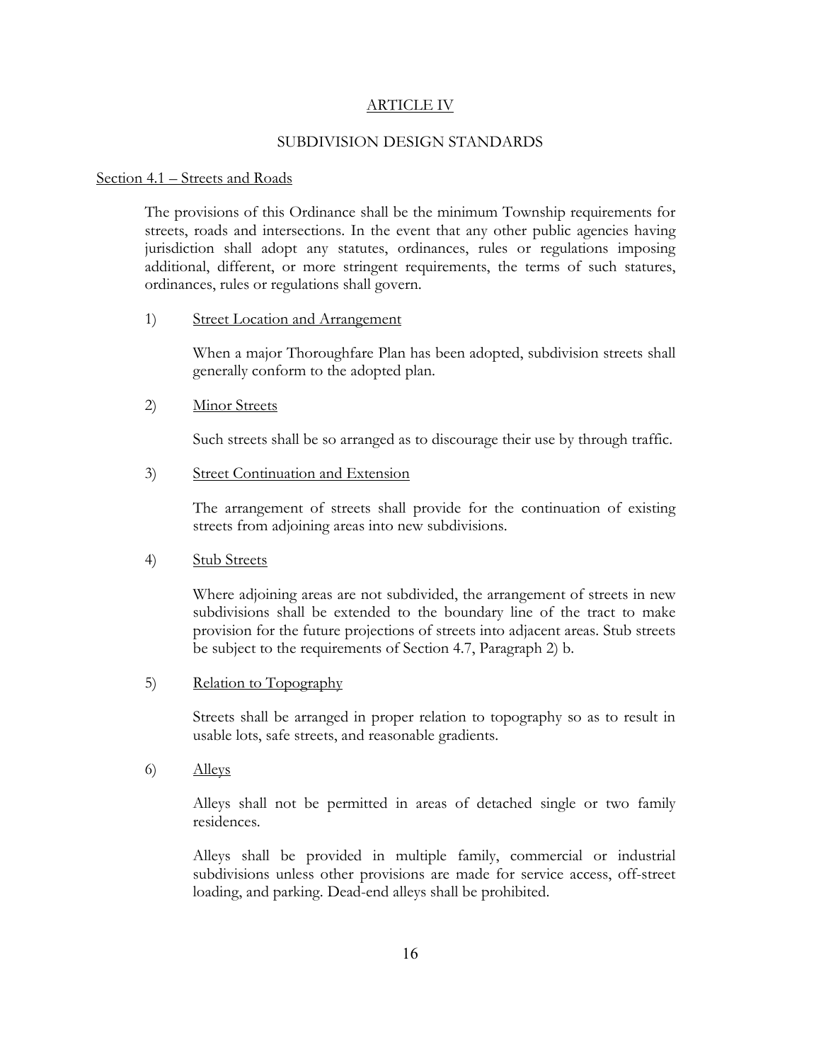# ARTICLE IV

## SUBDIVISION DESIGN STANDARDS

### Section 4.1 – Streets and Roads

The provisions of this Ordinance shall be the minimum Township requirements for streets, roads and intersections. In the event that any other public agencies having jurisdiction shall adopt any statutes, ordinances, rules or regulations imposing additional, different, or more stringent requirements, the terms of such statures, ordinances, rules or regulations shall govern.

1) Street Location and Arrangement

   When a major Thoroughfare Plan has been adopted, subdivision streets shall generally conform to the adopted plan.

2) Minor Streets

   Such streets shall be so arranged as to discourage their use by through traffic.

3) Street Continuation and Extension

   The arrangement of streets shall provide for the continuation of existing streets from adjoining areas into new subdivisions.

4) Stub Streets

   Where adjoining areas are not subdivided, the arrangement of streets in new subdivisions shall be extended to the boundary line of the tract to make provision for the future projections of streets into adjacent areas. Stub streets be subject to the requirements of Section 4.7, Paragraph 2) b.

5) Relation to Topography

   Streets shall be arranged in proper relation to topography so as to result in usable lots, safe streets, and reasonable gradients.

6) Alleys

   Alleys shall not be permitted in areas of detached single or two family residences.

   Alleys shall be provided in multiple family, commercial or industrial subdivisions unless other provisions are made for service access, off-street loading, and parking. Dead-end alleys shall be prohibited.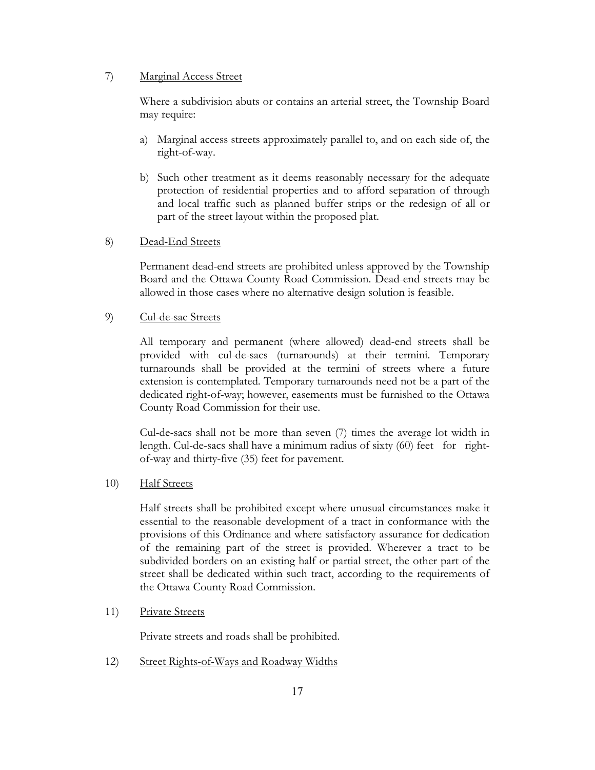7) Marginal Access Street

Where a subdivision abuts or contains an arterial street, the Township Board may require:

a) Marginal access streets approximately parallel to, and on each side of, the right-of-way.

b) Such other treatment as it deems reasonably necessary for the adequate protection of residential properties and to afford separation of through and local traffic such as planned buffer strips or the redesign of all or part of the street layout within the proposed plat.

8) Dead-End Streets

Permanent dead-end streets are prohibited unless approved by the Township Board and the Ottawa County Road Commission. Dead-end streets may be allowed in those cases where no alternative design solution is feasible.

9) Cul-de-sac Streets

All temporary and permanent (where allowed) dead-end streets shall be provided with cul-de-sacs (turnarounds) at their termini. Temporary turnarounds shall be provided at the termini of streets where a future extension is contemplated. Temporary turnarounds need not be a part of the dedicated right-of-way; however, easements must be furnished to the Ottawa County Road Commission for their use.

Cul-de-sacs shall not be more than seven (7) times the average lot width in length. Cul-de-sacs shall have a minimum radius of sixty (60) feet for right-of-way and thirty-five (35) feet for pavement.

10) Half Streets

Half streets shall be prohibited except where unusual circumstances make it essential to the reasonable development of a tract in conformance with the provisions of this Ordinance and where satisfactory assurance for dedication of the remaining part of the street is provided. Wherever a tract to be subdivided borders on an existing half or partial street, the other part of the street shall be dedicated within such tract, according to the requirements of the Ottawa County Road Commission.

11) Private Streets

Private streets and roads shall be prohibited.

12) Street Rights-of-Ways and Roadway Widths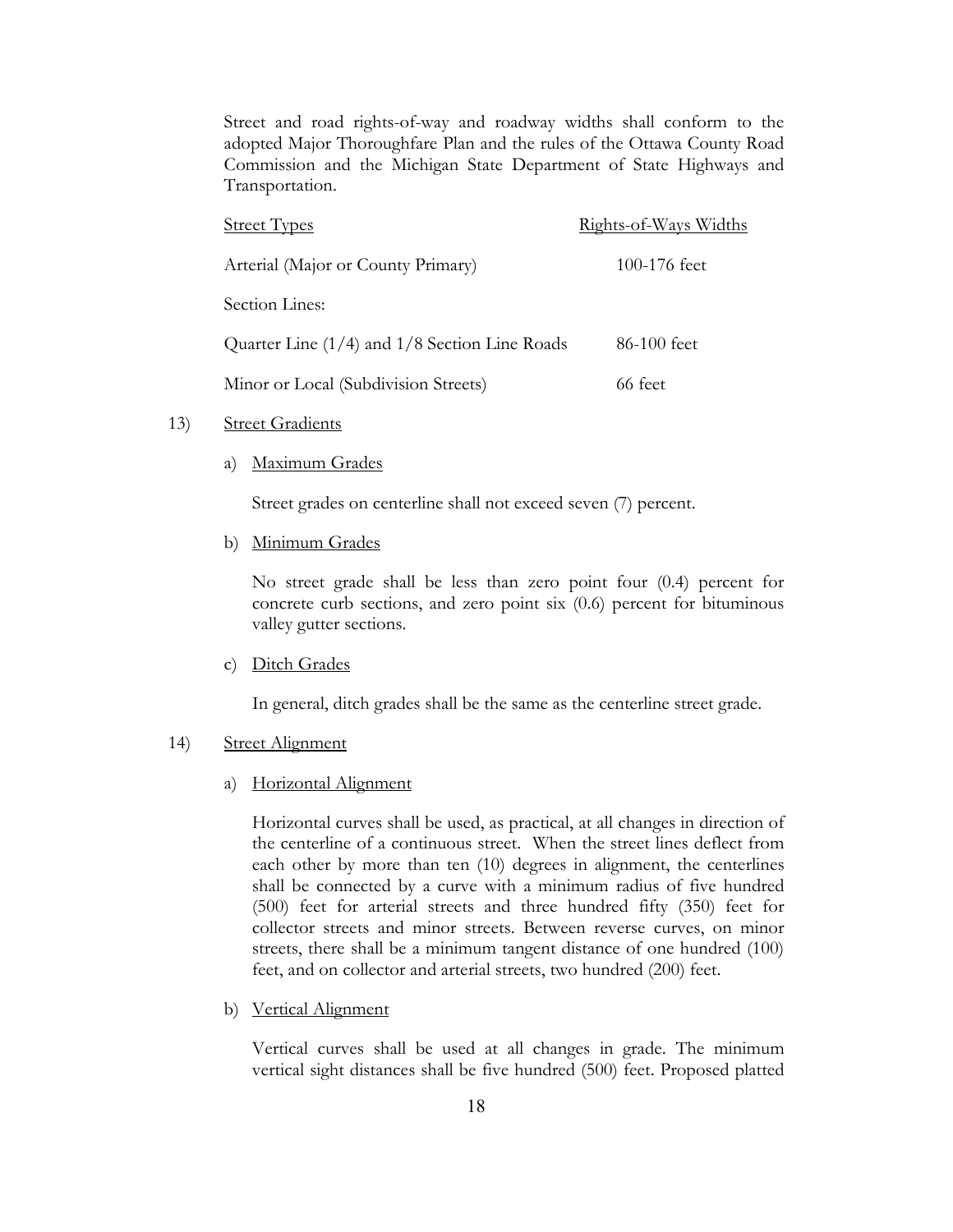Street and road rights-of-way and roadway widths shall conform to the adopted Major Thoroughfare Plan and the rules of the Ottawa County Road Commission and the Michigan State Department of State Highways and Transportation.

| Street Types | Rights-of-Ways Widths |
| --- | --- |
| Arterial (Major or County Primary) | 100-176 feet |
| Section Lines: | |
| Quarter Line (1/4) and 1/8 Section Line Roads | 86-100 feet |
| Minor or Local (Subdivision Streets) | 66 feet |

13) Street Gradients

a) Maximum Grades

Street grades on centerline shall not exceed seven (7) percent.

b) Minimum Grades

No street grade shall be less than zero point four (0.4) percent for concrete curb sections, and zero point six (0.6) percent for bituminous valley gutter sections.

c) Ditch Grades

In general, ditch grades shall be the same as the centerline street grade.

14) Street Alignment

a) Horizontal Alignment

Horizontal curves shall be used, as practical, at all changes in direction of the centerline of a continuous street. When the street lines deflect from each other by more than ten (10) degrees in alignment, the centerlines shall be connected by a curve with a minimum radius of five hundred (500) feet for arterial streets and three hundred fifty (350) feet for collector streets and minor streets. Between reverse curves, on minor streets, there shall be a minimum tangent distance of one hundred (100) feet, and on collector and arterial streets, two hundred (200) feet.

b) Vertical Alignment

Vertical curves shall be used at all changes in grade. The minimum vertical sight distances shall be five hundred (500) feet. Proposed platted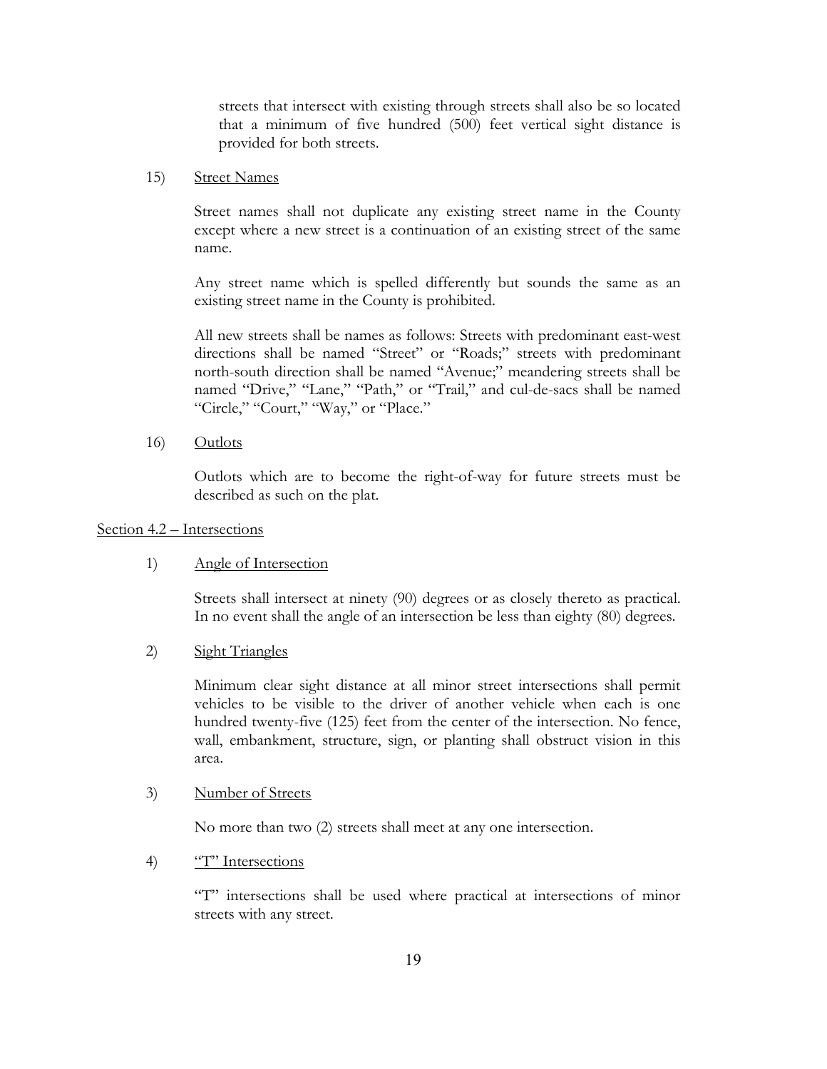streets that intersect with existing through streets shall also be so located that a minimum of five hundred (500) feet vertical sight distance is provided for both streets.

15) Street Names

Street names shall not duplicate any existing street name in the County except where a new street is a continuation of an existing street of the same name.

Any street name which is spelled differently but sounds the same as an existing street name in the County is prohibited.

All new streets shall be names as follows: Streets with predominant east-west directions shall be named "Street" or "Roads;" streets with predominant north-south direction shall be named "Avenue;" meandering streets shall be named "Drive," "Lane," "Path," or "Trail," and cul-de-sacs shall be named "Circle," "Court," "Way," or "Place."

16) Outlots

Outlots which are to become the right-of-way for future streets must be described as such on the plat.

## Section 4.2 – Intersections

1) Angle of Intersection

Streets shall intersect at ninety (90) degrees or as closely thereto as practical. In no event shall the angle of an intersection be less than eighty (80) degrees.

2) Sight Triangles

Minimum clear sight distance at all minor street intersections shall permit vehicles to be visible to the driver of another vehicle when each is one hundred twenty-five (125) feet from the center of the intersection. No fence, wall, embankment, structure, sign, or planting shall obstruct vision in this area.

3) Number of Streets

No more than two (2) streets shall meet at any one intersection.

4) "T" Intersections

"T" intersections shall be used where practical at intersections of minor streets with any street.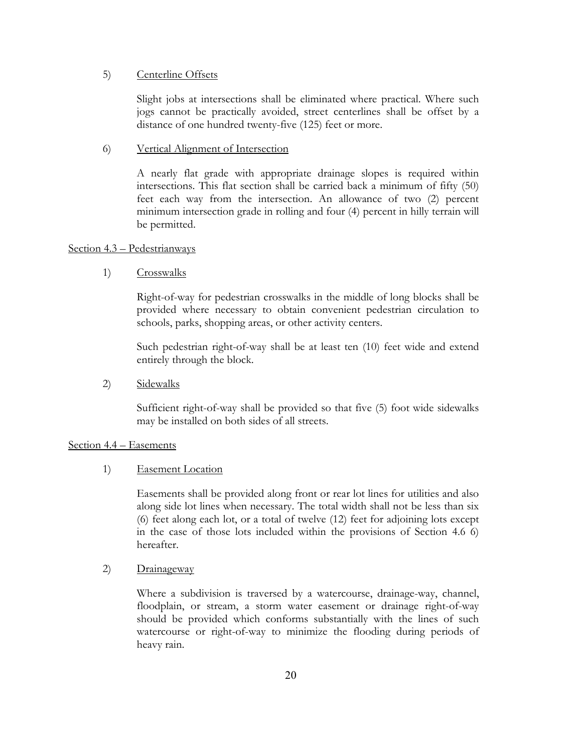5) Centerline Offsets

Slight jobs at intersections shall be eliminated where practical. Where such jogs cannot be practically avoided, street centerlines shall be offset by a distance of one hundred twenty-five (125) feet or more.

6) Vertical Alignment of Intersection

A nearly flat grade with appropriate drainage slopes is required within intersections. This flat section shall be carried back a minimum of fifty (50) feet each way from the intersection. An allowance of two (2) percent minimum intersection grade in rolling and four (4) percent in hilly terrain will be permitted.

## Section 4.3 – Pedestrianways

1) Crosswalks

Right-of-way for pedestrian crosswalks in the middle of long blocks shall be provided where necessary to obtain convenient pedestrian circulation to schools, parks, shopping areas, or other activity centers.

Such pedestrian right-of-way shall be at least ten (10) feet wide and extend entirely through the block.

2) Sidewalks

Sufficient right-of-way shall be provided so that five (5) foot wide sidewalks may be installed on both sides of all streets.

## Section 4.4 – Easements

1) Easement Location

Easements shall be provided along front or rear lot lines for utilities and also along side lot lines when necessary. The total width shall not be less than six (6) feet along each lot, or a total of twelve (12) feet for adjoining lots except in the case of those lots included within the provisions of Section 4.6 6) hereafter.

2) Drainageway

Where a subdivision is traversed by a watercourse, drainage-way, channel, floodplain, or stream, a storm water easement or drainage right-of-way should be provided which conforms substantially with the lines of such watercourse or right-of-way to minimize the flooding during periods of heavy rain.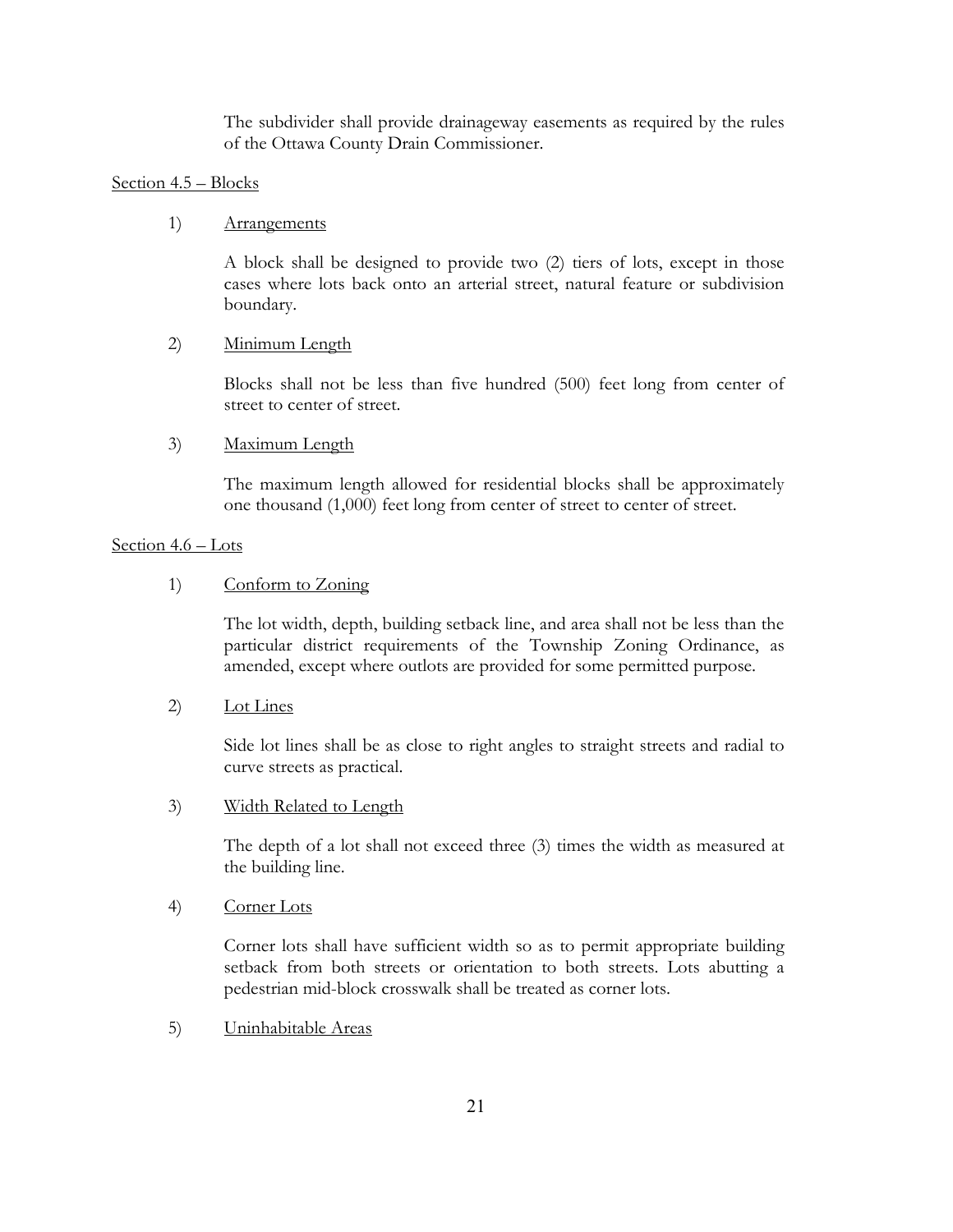The subdivider shall provide drainageway easements as required by the rules of the Ottawa County Drain Commissioner.

Section 4.5 – Blocks

1) Arrangements

A block shall be designed to provide two (2) tiers of lots, except in those cases where lots back onto an arterial street, natural feature or subdivision boundary.

2) Minimum Length

Blocks shall not be less than five hundred (500) feet long from center of street to center of street.

3) Maximum Length

The maximum length allowed for residential blocks shall be approximately one thousand (1,000) feet long from center of street to center of street.

Section 4.6 – Lots

1) Conform to Zoning

The lot width, depth, building setback line, and area shall not be less than the particular district requirements of the Township Zoning Ordinance, as amended, except where outlots are provided for some permitted purpose.

2) Lot Lines

Side lot lines shall be as close to right angles to straight streets and radial to curve streets as practical.

3) Width Related to Length

The depth of a lot shall not exceed three (3) times the width as measured at the building line.

4) Corner Lots

Corner lots shall have sufficient width so as to permit appropriate building setback from both streets or orientation to both streets. Lots abutting a pedestrian mid-block crosswalk shall be treated as corner lots.

5) Uninhabitable Areas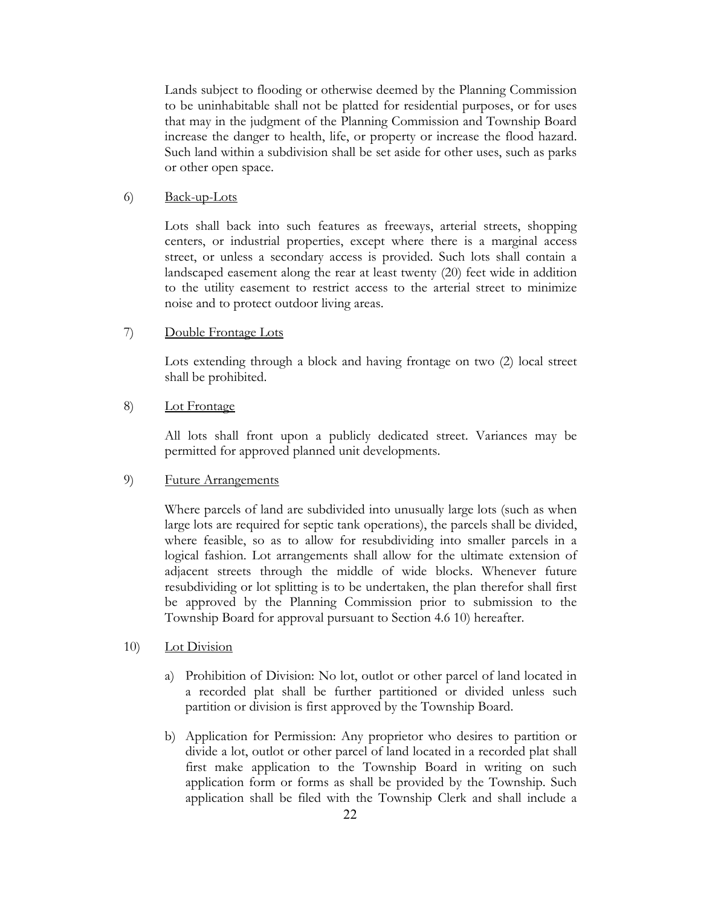Lands subject to flooding or otherwise deemed by the Planning Commission to be uninhabitable shall not be platted for residential purposes, or for uses that may in the judgment of the Planning Commission and Township Board increase the danger to health, life, or property or increase the flood hazard. Such land within a subdivision shall be set aside for other uses, such as parks or other open space.

6) <u>Back-up-Lots</u>

Lots shall back into such features as freeways, arterial streets, shopping centers, or industrial properties, except where there is a marginal access street, or unless a secondary access is provided. Such lots shall contain a landscaped easement along the rear at least twenty (20) feet wide in addition to the utility easement to restrict access to the arterial street to minimize noise and to protect outdoor living areas.

7) <u>Double Frontage Lots</u>

Lots extending through a block and having frontage on two (2) local street shall be prohibited.

8) <u>Lot Frontage</u>

All lots shall front upon a publicly dedicated street. Variances may be permitted for approved planned unit developments.

9) <u>Future Arrangements</u>

Where parcels of land are subdivided into unusually large lots (such as when large lots are required for septic tank operations), the parcels shall be divided, where feasible, so as to allow for resubdividing into smaller parcels in a logical fashion. Lot arrangements shall allow for the ultimate extension of adjacent streets through the middle of wide blocks. Whenever future resubdividing or lot splitting is to be undertaken, the plan therefor shall first be approved by the Planning Commission prior to submission to the Township Board for approval pursuant to Section 4.6 10) hereafter.

10) <u>Lot Division</u>

a) Prohibition of Division: No lot, outlot or other parcel of land located in a recorded plat shall be further partitioned or divided unless such partition or division is first approved by the Township Board.

b) Application for Permission: Any proprietor who desires to partition or divide a lot, outlot or other parcel of land located in a recorded plat shall first make application to the Township Board in writing on such application form or forms as shall be provided by the Township. Such application shall be filed with the Township Clerk and shall include a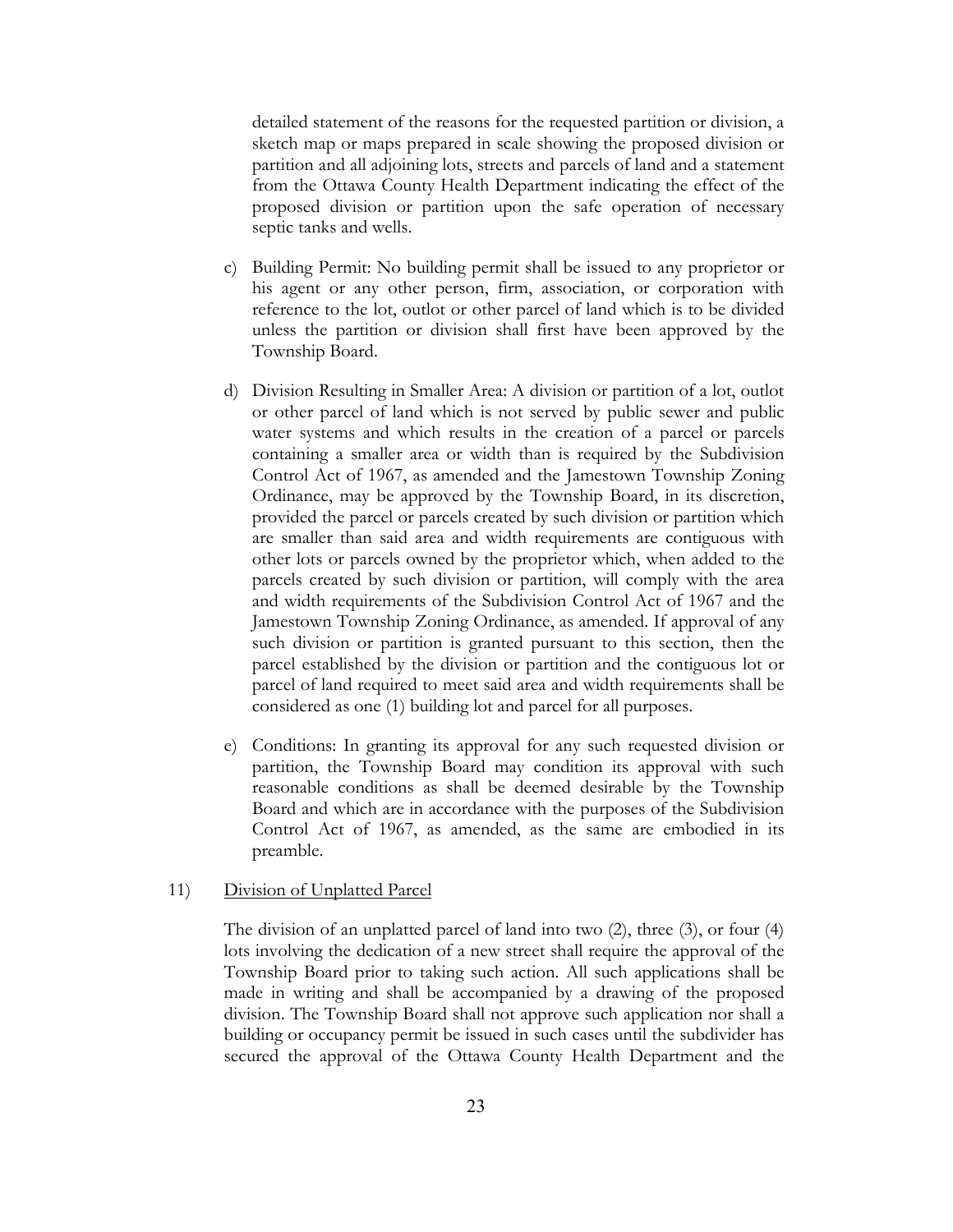detailed statement of the reasons for the requested partition or division, a sketch map or maps prepared in scale showing the proposed division or partition and all adjoining lots, streets and parcels of land and a statement from the Ottawa County Health Department indicating the effect of the proposed division or partition upon the safe operation of necessary septic tanks and wells.

c) Building Permit: No building permit shall be issued to any proprietor or his agent or any other person, firm, association, or corporation with reference to the lot, outlot or other parcel of land which is to be divided unless the partition or division shall first have been approved by the Township Board.

d) Division Resulting in Smaller Area: A division or partition of a lot, outlot or other parcel of land which is not served by public sewer and public water systems and which results in the creation of a parcel or parcels containing a smaller area or width than is required by the Subdivision Control Act of 1967, as amended and the Jamestown Township Zoning Ordinance, may be approved by the Township Board, in its discretion, provided the parcel or parcels created by such division or partition which are smaller than said area and width requirements are contiguous with other lots or parcels owned by the proprietor which, when added to the parcels created by such division or partition, will comply with the area and width requirements of the Subdivision Control Act of 1967 and the Jamestown Township Zoning Ordinance, as amended. If approval of any such division or partition is granted pursuant to this section, then the parcel established by the division or partition and the contiguous lot or parcel of land required to meet said area and width requirements shall be considered as one (1) building lot and parcel for all purposes.

e) Conditions: In granting its approval for any such requested division or partition, the Township Board may condition its approval with such reasonable conditions as shall be deemed desirable by the Township Board and which are in accordance with the purposes of the Subdivision Control Act of 1967, as amended, as the same are embodied in its preamble.

11) Division of Unplatted Parcel

The division of an unplatted parcel of land into two (2), three (3), or four (4) lots involving the dedication of a new street shall require the approval of the Township Board prior to taking such action. All such applications shall be made in writing and shall be accompanied by a drawing of the proposed division. The Township Board shall not approve such application nor shall a building or occupancy permit be issued in such cases until the subdivider has secured the approval of the Ottawa County Health Department and the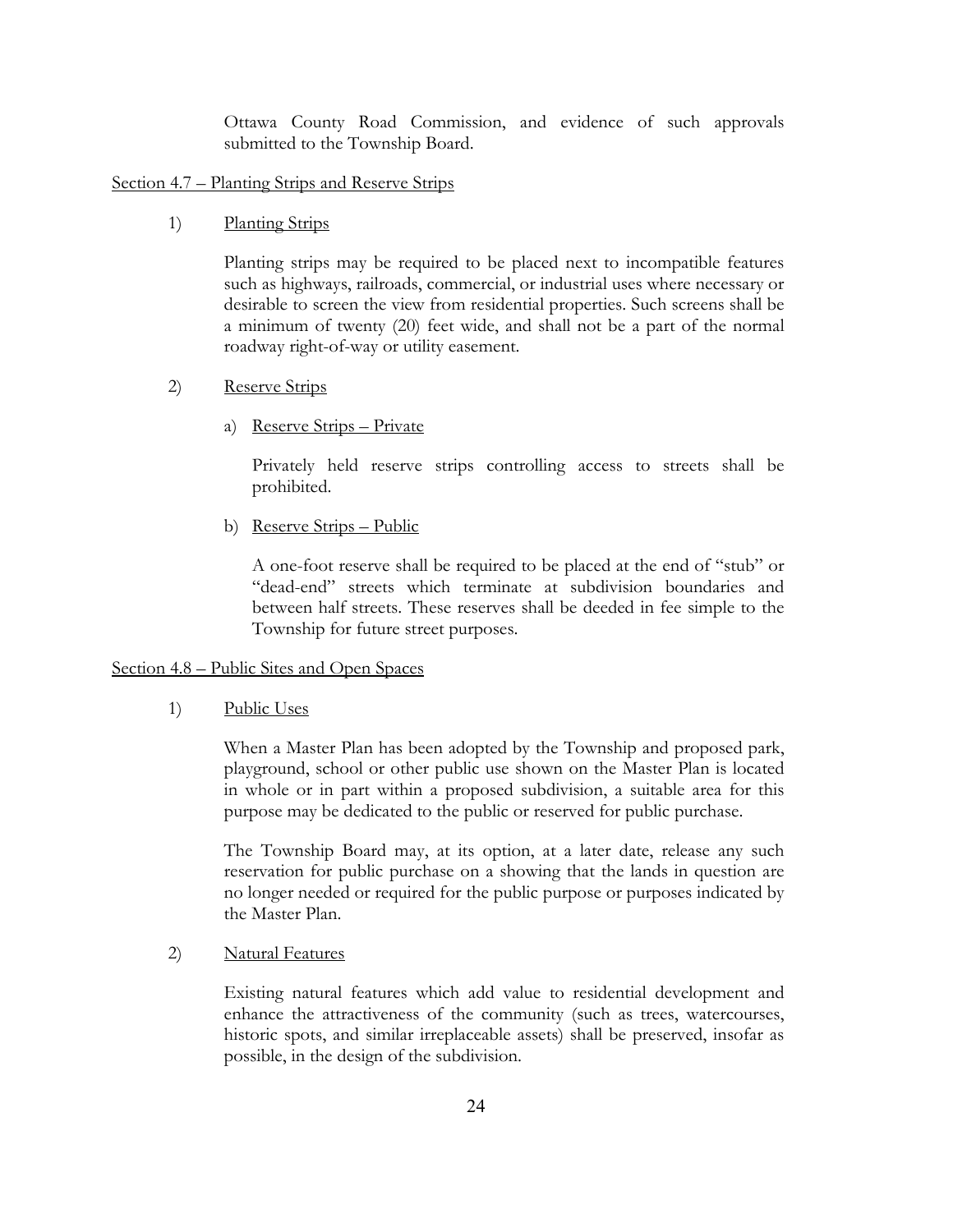Ottawa County Road Commission, and evidence of such approvals submitted to the Township Board.

## Section 4.7 – Planting Strips and Reserve Strips

1) Planting Strips

Planting strips may be required to be placed next to incompatible features such as highways, railroads, commercial, or industrial uses where necessary or desirable to screen the view from residential properties. Such screens shall be a minimum of twenty (20) feet wide, and shall not be a part of the normal roadway right-of-way or utility easement.

2) Reserve Strips

a) Reserve Strips – Private

Privately held reserve strips controlling access to streets shall be prohibited.

b) Reserve Strips – Public

A one-foot reserve shall be required to be placed at the end of "stub" or "dead-end" streets which terminate at subdivision boundaries and between half streets. These reserves shall be deeded in fee simple to the Township for future street purposes.

## Section 4.8 – Public Sites and Open Spaces

1) Public Uses

When a Master Plan has been adopted by the Township and proposed park, playground, school or other public use shown on the Master Plan is located in whole or in part within a proposed subdivision, a suitable area for this purpose may be dedicated to the public or reserved for public purchase.

The Township Board may, at its option, at a later date, release any such reservation for public purchase on a showing that the lands in question are no longer needed or required for the public purpose or purposes indicated by the Master Plan.

2) Natural Features

Existing natural features which add value to residential development and enhance the attractiveness of the community (such as trees, watercourses, historic spots, and similar irreplaceable assets) shall be preserved, insofar as possible, in the design of the subdivision.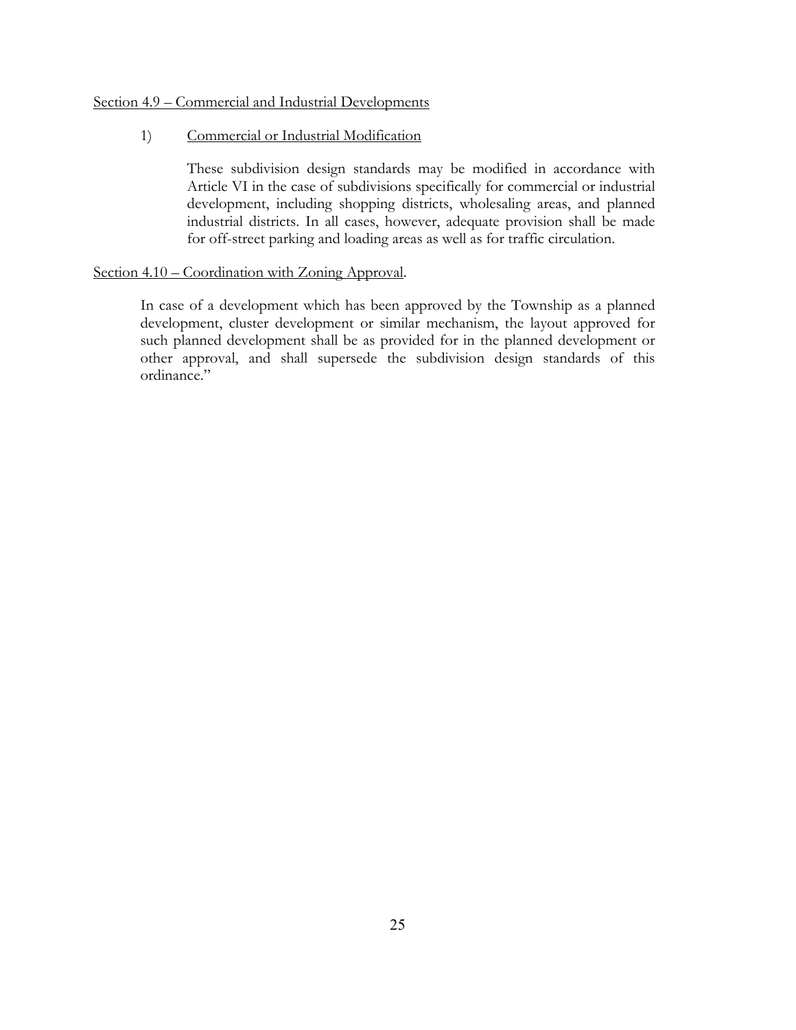Section 4.9 – Commercial and Industrial Developments

1) Commercial or Industrial Modification

These subdivision design standards may be modified in accordance with Article VI in the case of subdivisions specifically for commercial or industrial development, including shopping districts, wholesaling areas, and planned industrial districts. In all cases, however, adequate provision shall be made for off-street parking and loading areas as well as for traffic circulation.

Section 4.10 – Coordination with Zoning Approval.

In case of a development which has been approved by the Township as a planned development, cluster development or similar mechanism, the layout approved for such planned development shall be as provided for in the planned development or other approval, and shall supersede the subdivision design standards of this ordinance."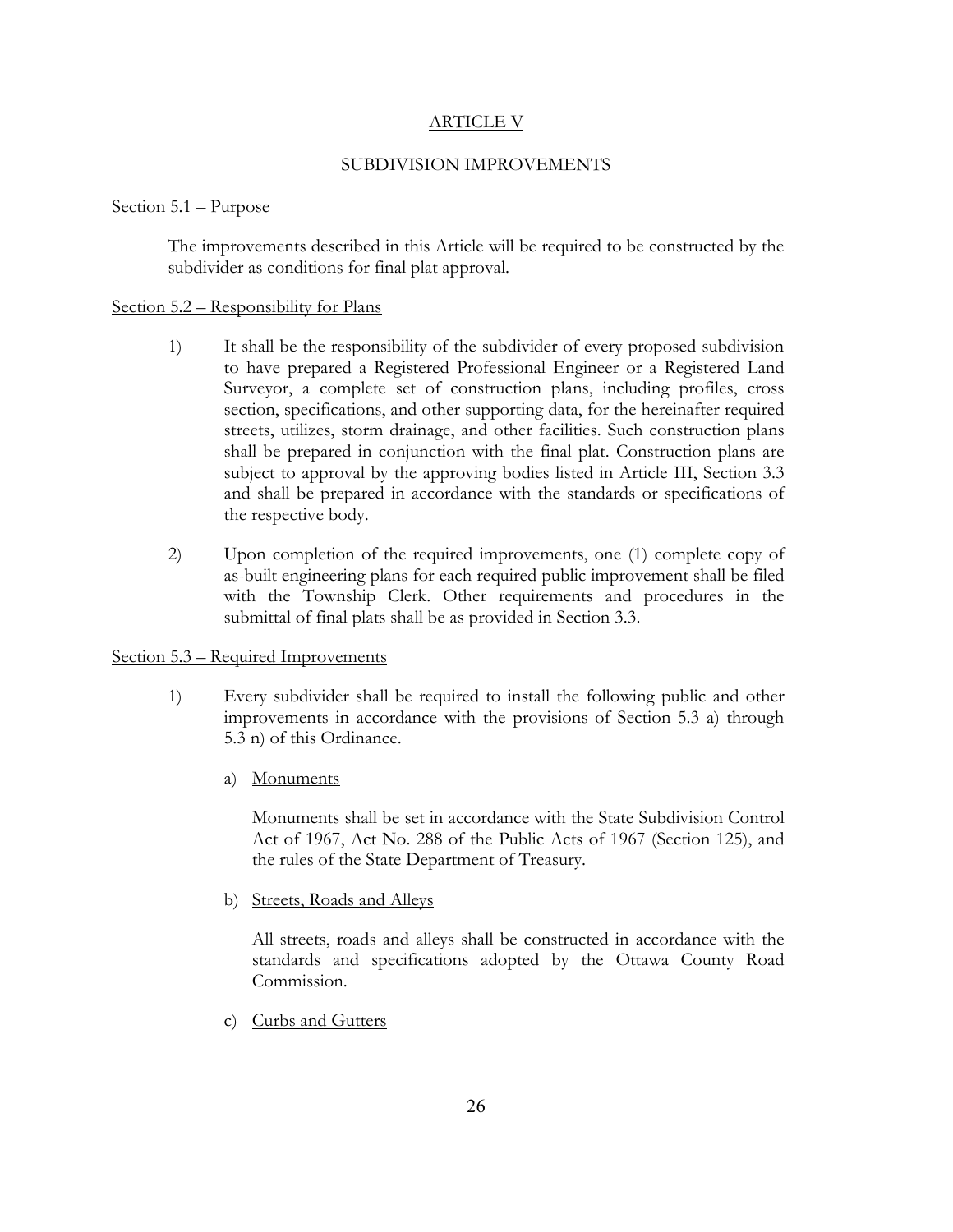## ARTICLE V

## SUBDIVISION IMPROVEMENTS

Section 5.1 – Purpose

The improvements described in this Article will be required to be constructed by the subdivider as conditions for final plat approval.

Section 5.2 – Responsibility for Plans

1) It shall be the responsibility of the subdivider of every proposed subdivision to have prepared a Registered Professional Engineer or a Registered Land Surveyor, a complete set of construction plans, including profiles, cross section, specifications, and other supporting data, for the hereinafter required streets, utilizes, storm drainage, and other facilities. Such construction plans shall be prepared in conjunction with the final plat. Construction plans are subject to approval by the approving bodies listed in Article III, Section 3.3 and shall be prepared in accordance with the standards or specifications of the respective body.

2) Upon completion of the required improvements, one (1) complete copy of as-built engineering plans for each required public improvement shall be filed with the Township Clerk. Other requirements and procedures in the submittal of final plats shall be as provided in Section 3.3.

Section 5.3 – Required Improvements

1) Every subdivider shall be required to install the following public and other improvements in accordance with the provisions of Section 5.3 a) through 5.3 n) of this Ordinance.

   a) Monuments

      Monuments shall be set in accordance with the State Subdivision Control Act of 1967, Act No. 288 of the Public Acts of 1967 (Section 125), and the rules of the State Department of Treasury.

   b) Streets, Roads and Alleys

      All streets, roads and alleys shall be constructed in accordance with the standards and specifications adopted by the Ottawa County Road Commission.

   c) Curbs and Gutters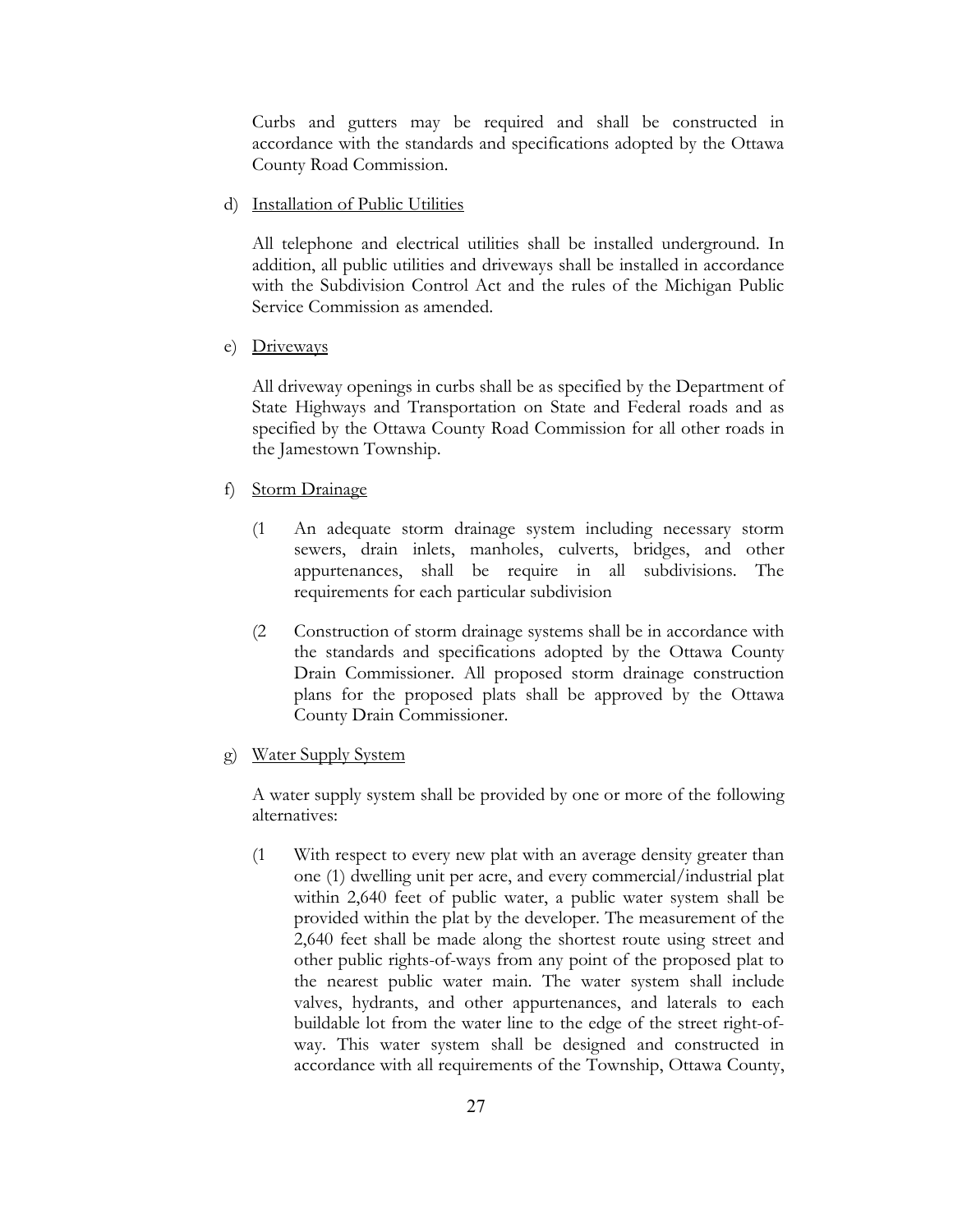Curbs and gutters may be required and shall be constructed in accordance with the standards and specifications adopted by the Ottawa County Road Commission.

d) Installation of Public Utilities

All telephone and electrical utilities shall be installed underground. In addition, all public utilities and driveways shall be installed in accordance with the Subdivision Control Act and the rules of the Michigan Public Service Commission as amended.

e) Driveways

All driveway openings in curbs shall be as specified by the Department of State Highways and Transportation on State and Federal roads and as specified by the Ottawa County Road Commission for all other roads in the Jamestown Township.

f) Storm Drainage

(1 An adequate storm drainage system including necessary storm sewers, drain inlets, manholes, culverts, bridges, and other appurtenances, shall be require in all subdivisions. The requirements for each particular subdivision

(2 Construction of storm drainage systems shall be in accordance with the standards and specifications adopted by the Ottawa County Drain Commissioner. All proposed storm drainage construction plans for the proposed plats shall be approved by the Ottawa County Drain Commissioner.

g) Water Supply System

A water supply system shall be provided by one or more of the following alternatives:

(1 With respect to every new plat with an average density greater than one (1) dwelling unit per acre, and every commercial/industrial plat within 2,640 feet of public water, a public water system shall be provided within the plat by the developer. The measurement of the 2,640 feet shall be made along the shortest route using street and other public rights-of-ways from any point of the proposed plat to the nearest public water main. The water system shall include valves, hydrants, and other appurtenances, and laterals to each buildable lot from the water line to the edge of the street right-of-way. This water system shall be designed and constructed in accordance with all requirements of the Township, Ottawa County,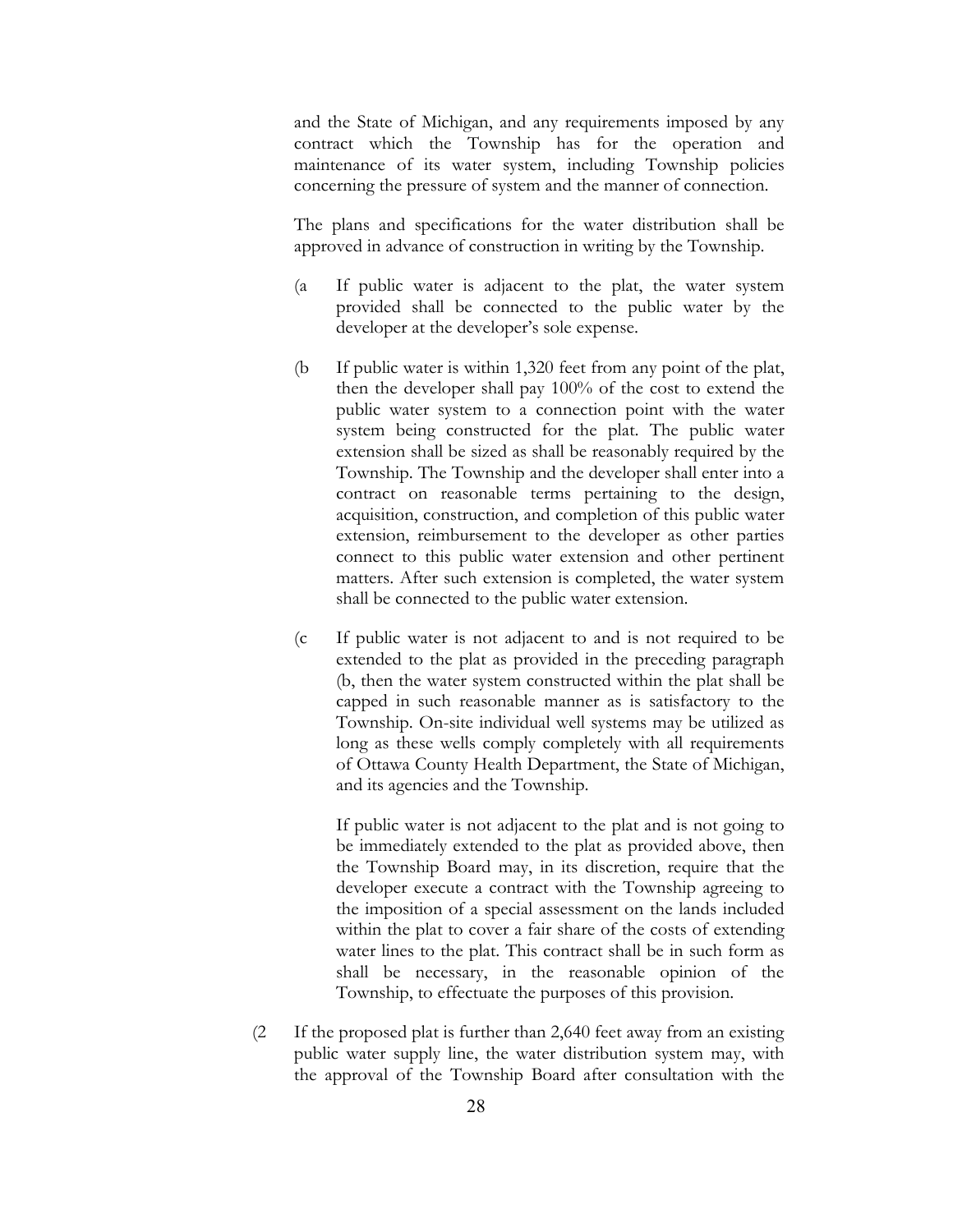and the State of Michigan, and any requirements imposed by any contract which the Township has for the operation and maintenance of its water system, including Township policies concerning the pressure of system and the manner of connection.

The plans and specifications for the water distribution shall be approved in advance of construction in writing by the Township.

(a If public water is adjacent to the plat, the water system provided shall be connected to the public water by the developer at the developer's sole expense.

(b If public water is within 1,320 feet from any point of the plat, then the developer shall pay 100% of the cost to extend the public water system to a connection point with the water system being constructed for the plat. The public water extension shall be sized as shall be reasonably required by the Township. The Township and the developer shall enter into a contract on reasonable terms pertaining to the design, acquisition, construction, and completion of this public water extension, reimbursement to the developer as other parties connect to this public water extension and other pertinent matters. After such extension is completed, the water system shall be connected to the public water extension.

(c If public water is not adjacent to and is not required to be extended to the plat as provided in the preceding paragraph (b, then the water system constructed within the plat shall be capped in such reasonable manner as is satisfactory to the Township. On-site individual well systems may be utilized as long as these wells comply completely with all requirements of Ottawa County Health Department, the State of Michigan, and its agencies and the Township.

If public water is not adjacent to the plat and is not going to be immediately extended to the plat as provided above, then the Township Board may, in its discretion, require that the developer execute a contract with the Township agreeing to the imposition of a special assessment on the lands included within the plat to cover a fair share of the costs of extending water lines to the plat. This contract shall be in such form as shall be necessary, in the reasonable opinion of the Township, to effectuate the purposes of this provision.

(2 If the proposed plat is further than 2,640 feet away from an existing public water supply line, the water distribution system may, with the approval of the Township Board after consultation with the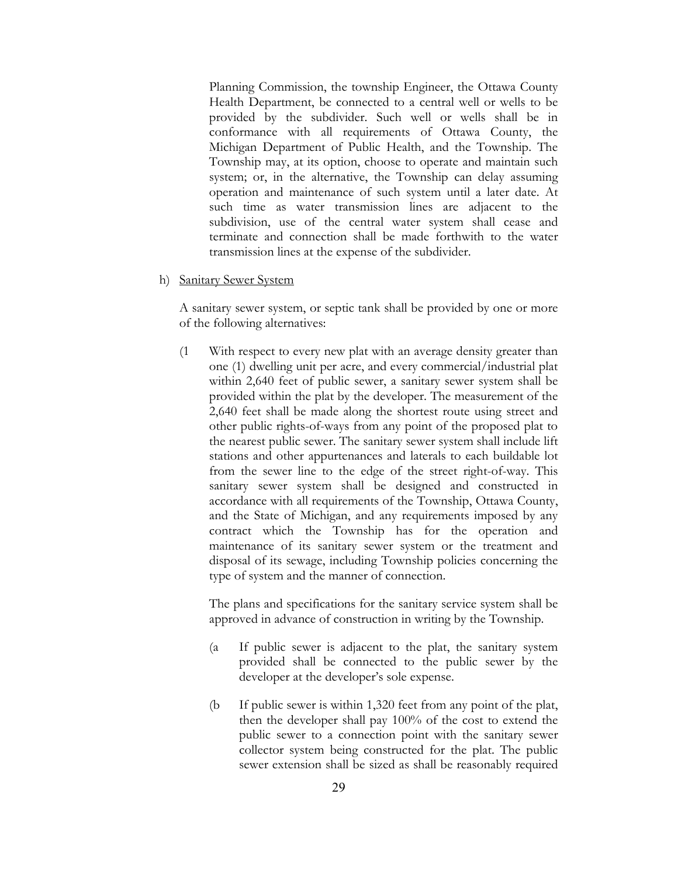Planning Commission, the township Engineer, the Ottawa County Health Department, be connected to a central well or wells to be provided by the subdivider. Such well or wells shall be in conformance with all requirements of Ottawa County, the Michigan Department of Public Health, and the Township. The Township may, at its option, choose to operate and maintain such system; or, in the alternative, the Township can delay assuming operation and maintenance of such system until a later date. At such time as water transmission lines are adjacent to the subdivision, use of the central water system shall cease and terminate and connection shall be made forthwith to the water transmission lines at the expense of the subdivider.

h) <u>Sanitary Sewer System</u>

A sanitary sewer system, or septic tank shall be provided by one or more of the following alternatives:

(1 With respect to every new plat with an average density greater than one (1) dwelling unit per acre, and every commercial/industrial plat within 2,640 feet of public sewer, a sanitary sewer system shall be provided within the plat by the developer. The measurement of the 2,640 feet shall be made along the shortest route using street and other public rights-of-ways from any point of the proposed plat to the nearest public sewer. The sanitary sewer system shall include lift stations and other appurtenances and laterals to each buildable lot from the sewer line to the edge of the street right-of-way. This sanitary sewer system shall be designed and constructed in accordance with all requirements of the Township, Ottawa County, and the State of Michigan, and any requirements imposed by any contract which the Township has for the operation and maintenance of its sanitary sewer system or the treatment and disposal of its sewage, including Township policies concerning the type of system and the manner of connection.

The plans and specifications for the sanitary service system shall be approved in advance of construction in writing by the Township.

(a If public sewer is adjacent to the plat, the sanitary system provided shall be connected to the public sewer by the developer at the developer's sole expense.

(b If public sewer is within 1,320 feet from any point of the plat, then the developer shall pay 100% of the cost to extend the public sewer to a connection point with the sanitary sewer collector system being constructed for the plat. The public sewer extension shall be sized as shall be reasonably required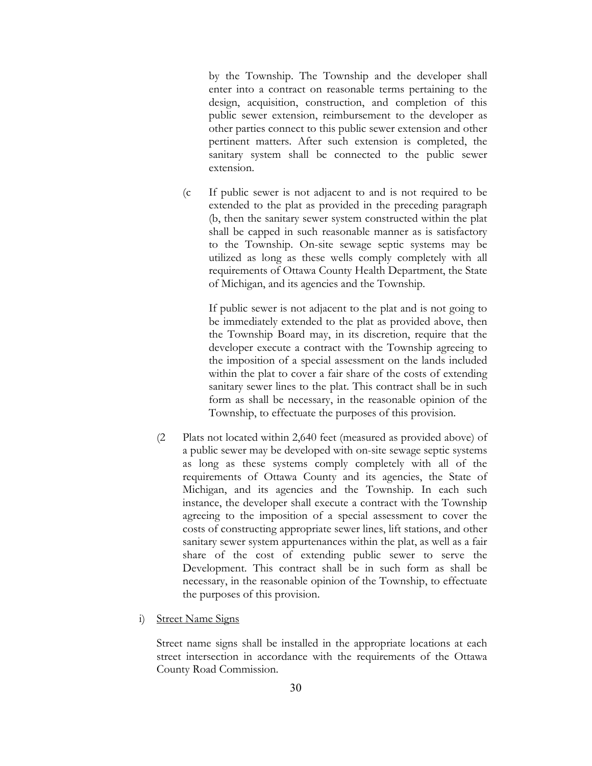by the Township. The Township and the developer shall enter into a contract on reasonable terms pertaining to the design, acquisition, construction, and completion of this public sewer extension, reimbursement to the developer as other parties connect to this public sewer extension and other pertinent matters. After such extension is completed, the sanitary system shall be connected to the public sewer extension.

(c If public sewer is not adjacent to and is not required to be extended to the plat as provided in the preceding paragraph (b, then the sanitary sewer system constructed within the plat shall be capped in such reasonable manner as is satisfactory to the Township. On-site sewage septic systems may be utilized as long as these wells comply completely with all requirements of Ottawa County Health Department, the State of Michigan, and its agencies and the Township.

If public sewer is not adjacent to the plat and is not going to be immediately extended to the plat as provided above, then the Township Board may, in its discretion, require that the developer execute a contract with the Township agreeing to the imposition of a special assessment on the lands included within the plat to cover a fair share of the costs of extending sanitary sewer lines to the plat. This contract shall be in such form as shall be necessary, in the reasonable opinion of the Township, to effectuate the purposes of this provision.

(2 Plats not located within 2,640 feet (measured as provided above) of a public sewer may be developed with on-site sewage septic systems as long as these systems comply completely with all of the requirements of Ottawa County and its agencies, the State of Michigan, and its agencies and the Township. In each such instance, the developer shall execute a contract with the Township agreeing to the imposition of a special assessment to cover the costs of constructing appropriate sewer lines, lift stations, and other sanitary sewer system appurtenances within the plat, as well as a fair share of the cost of extending public sewer to serve the Development. This contract shall be in such form as shall be necessary, in the reasonable opinion of the Township, to effectuate the purposes of this provision.

i) Street Name Signs

Street name signs shall be installed in the appropriate locations at each street intersection in accordance with the requirements of the Ottawa County Road Commission.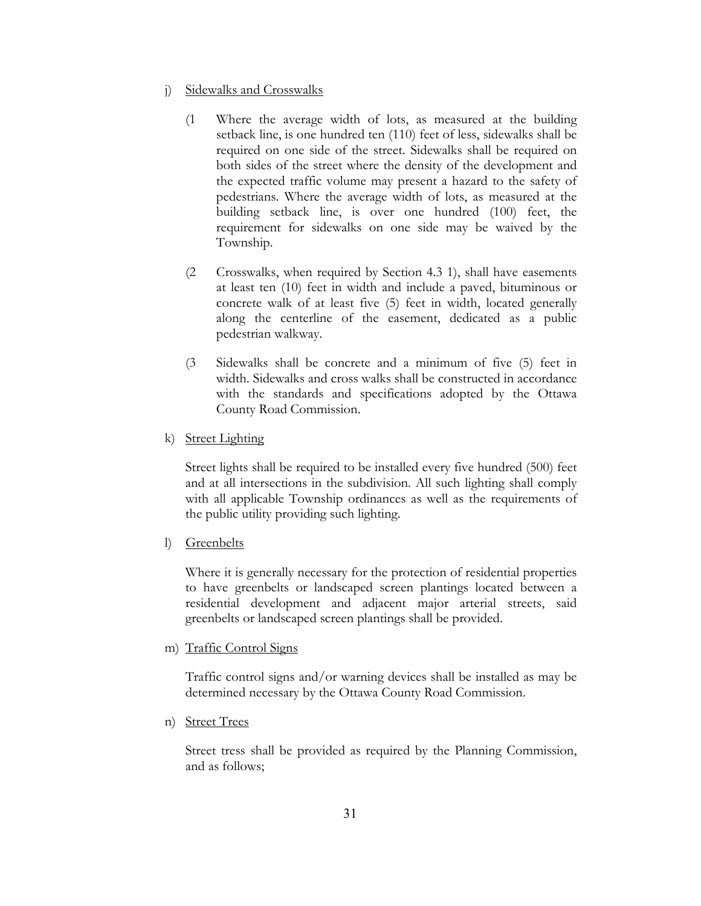j) Sidewalks and Crosswalks

(1 Where the average width of lots, as measured at the building setback line, is one hundred ten (110) feet of less, sidewalks shall be required on one side of the street. Sidewalks shall be required on both sides of the street where the density of the development and the expected traffic volume may present a hazard to the safety of pedestrians. Where the average width of lots, as measured at the building setback line, is over one hundred (100) feet, the requirement for sidewalks on one side may be waived by the Township.

(2 Crosswalks, when required by Section 4.3 1), shall have easements at least ten (10) feet in width and include a paved, bituminous or concrete walk of at least five (5) feet in width, located generally along the centerline of the easement, dedicated as a public pedestrian walkway.

(3 Sidewalks shall be concrete and a minimum of five (5) feet in width. Sidewalks and cross walks shall be constructed in accordance with the standards and specifications adopted by the Ottawa County Road Commission.

k) Street Lighting

Street lights shall be required to be installed every five hundred (500) feet and at all intersections in the subdivision. All such lighting shall comply with all applicable Township ordinances as well as the requirements of the public utility providing such lighting.

l) Greenbelts

Where it is generally necessary for the protection of residential properties to have greenbelts or landscaped screen plantings located between a residential development and adjacent major arterial streets, said greenbelts or landscaped screen plantings shall be provided.

m) Traffic Control Signs

Traffic control signs and/or warning devices shall be installed as may be determined necessary by the Ottawa County Road Commission.

n) Street Trees

Street tress shall be provided as required by the Planning Commission, and as follows;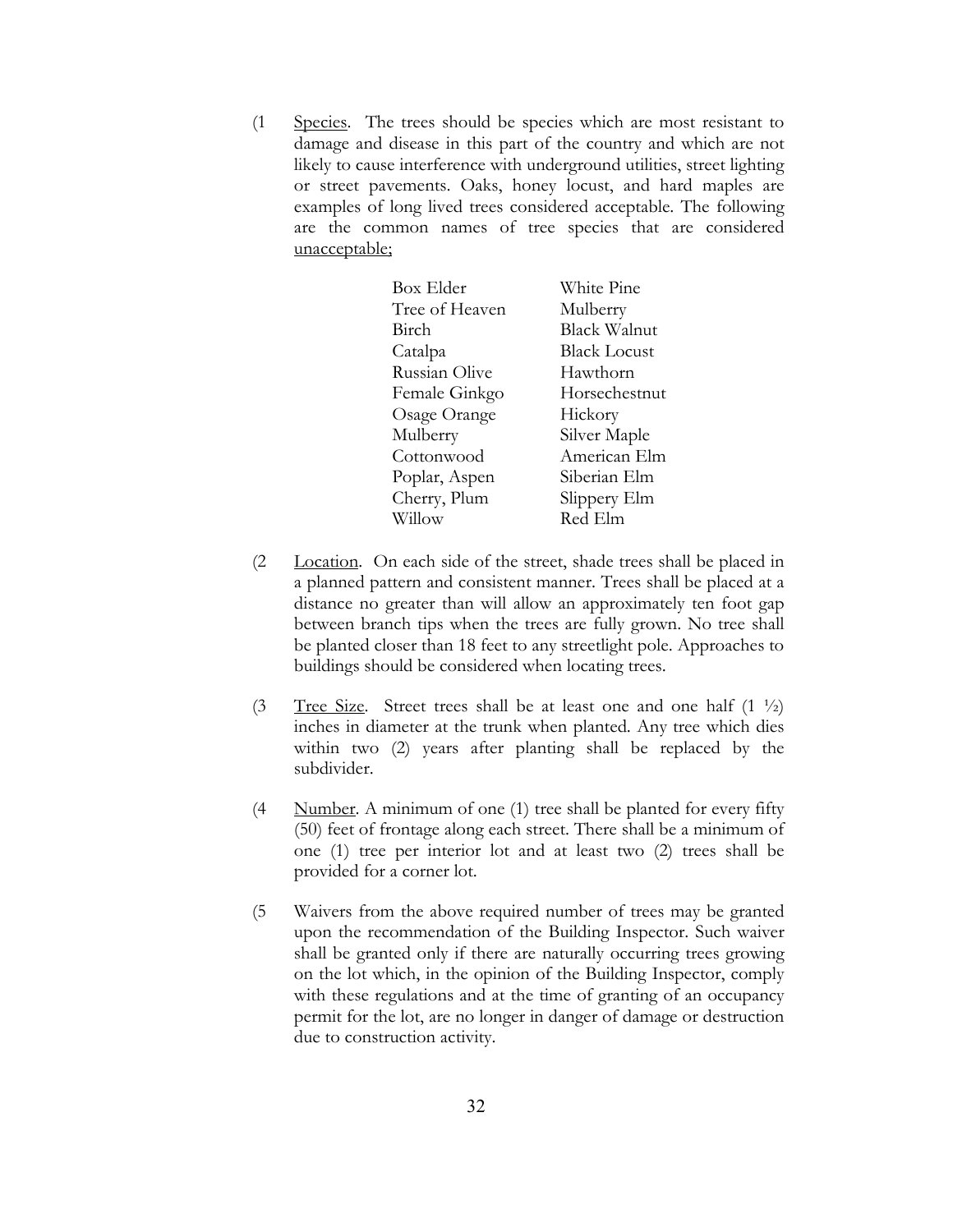(1 Species. The trees should be species which are most resistant to damage and disease in this part of the country and which are not likely to cause interference with underground utilities, street lighting or street pavements. Oaks, honey locust, and hard maples are examples of long lived trees considered acceptable. The following are the common names of tree species that are considered unacceptable;

| | |
|---|---|
| Box Elder | White Pine |
| Tree of Heaven | Mulberry |
| Birch | Black Walnut |
| Catalpa | Black Locust |
| Russian Olive | Hawthorn |
| Female Ginkgo | Horsechestnut |
| Osage Orange | Hickory |
| Mulberry | Silver Maple |
| Cottonwood | American Elm |
| Poplar, Aspen | Siberian Elm |
| Cherry, Plum | Slippery Elm |
| Willow | Red Elm |

(2 Location. On each side of the street, shade trees shall be placed in a planned pattern and consistent manner. Trees shall be placed at a distance no greater than will allow an approximately ten foot gap between branch tips when the trees are fully grown. No tree shall be planted closer than 18 feet to any streetlight pole. Approaches to buildings should be considered when locating trees.

(3 Tree Size. Street trees shall be at least one and one half (1 ½) inches in diameter at the trunk when planted. Any tree which dies within two (2) years after planting shall be replaced by the subdivider.

(4 Number. A minimum of one (1) tree shall be planted for every fifty (50) feet of frontage along each street. There shall be a minimum of one (1) tree per interior lot and at least two (2) trees shall be provided for a corner lot.

(5 Waivers from the above required number of trees may be granted upon the recommendation of the Building Inspector. Such waiver shall be granted only if there are naturally occurring trees growing on the lot which, in the opinion of the Building Inspector, comply with these regulations and at the time of granting of an occupancy permit for the lot, are no longer in danger of damage or destruction due to construction activity.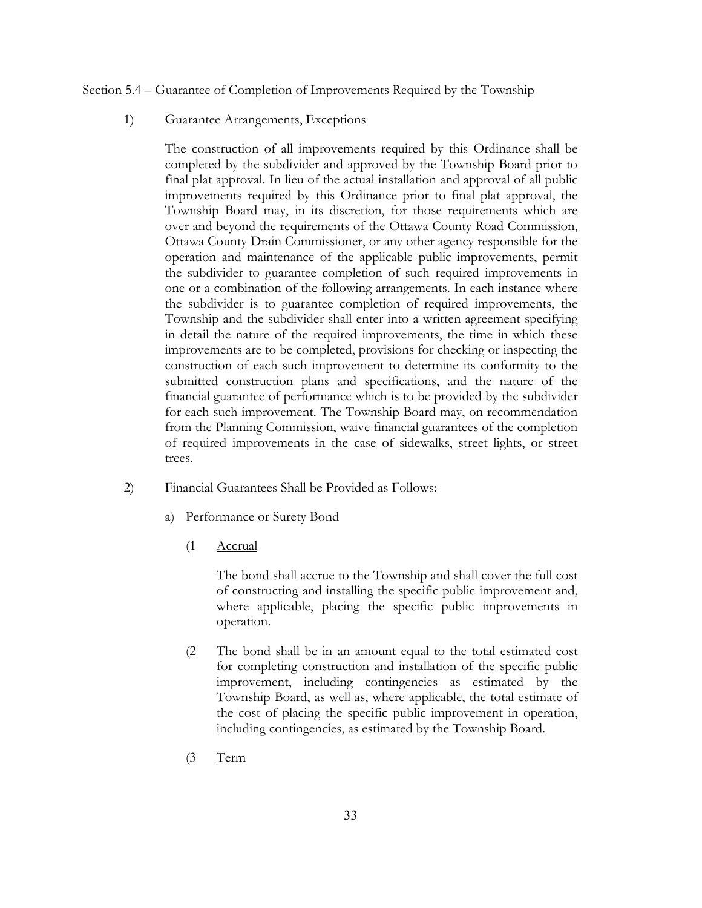Section 5.4 – Guarantee of Completion of Improvements Required by the Township

1) Guarantee Arrangements, Exceptions

The construction of all improvements required by this Ordinance shall be completed by the subdivider and approved by the Township Board prior to final plat approval. In lieu of the actual installation and approval of all public improvements required by this Ordinance prior to final plat approval, the Township Board may, in its discretion, for those requirements which are over and beyond the requirements of the Ottawa County Road Commission, Ottawa County Drain Commissioner, or any other agency responsible for the operation and maintenance of the applicable public improvements, permit the subdivider to guarantee completion of such required improvements in one or a combination of the following arrangements. In each instance where the subdivider is to guarantee completion of required improvements, the Township and the subdivider shall enter into a written agreement specifying in detail the nature of the required improvements, the time in which these improvements are to be completed, provisions for checking or inspecting the construction of each such improvement to determine its conformity to the submitted construction plans and specifications, and the nature of the financial guarantee of performance which is to be provided by the subdivider for each such improvement. The Township Board may, on recommendation from the Planning Commission, waive financial guarantees of the completion of required improvements in the case of sidewalks, street lights, or street trees.

2) Financial Guarantees Shall be Provided as Follows:

a) Performance or Surety Bond

(1 Accrual

The bond shall accrue to the Township and shall cover the full cost of constructing and installing the specific public improvement and, where applicable, placing the specific public improvements in operation.

(2 The bond shall be in an amount equal to the total estimated cost for completing construction and installation of the specific public improvement, including contingencies as estimated by the Township Board, as well as, where applicable, the total estimate of the cost of placing the specific public improvement in operation, including contingencies, as estimated by the Township Board.

(3 Term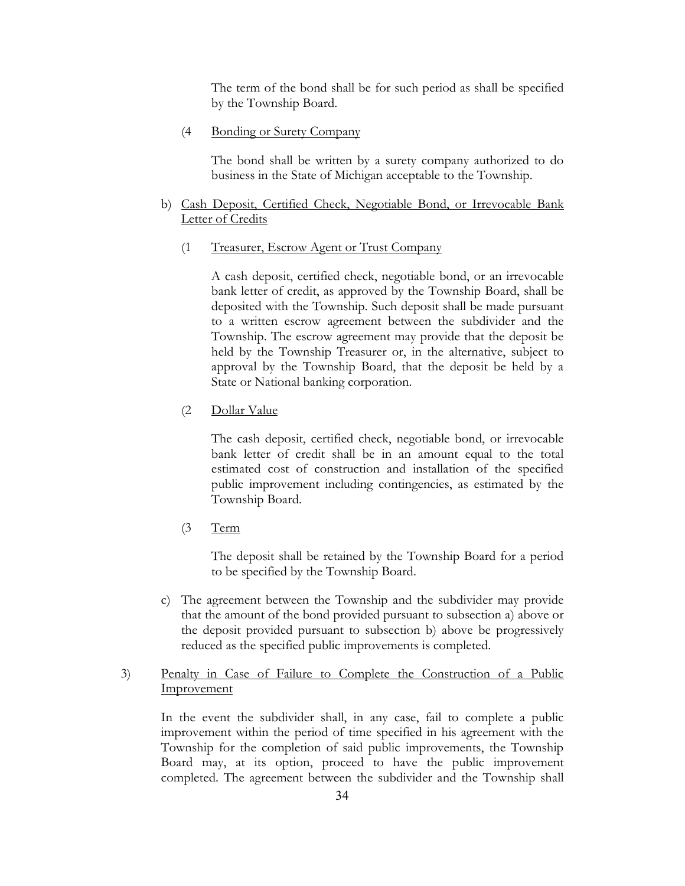The term of the bond shall be for such period as shall be specified by the Township Board.

(4 <u>Bonding or Surety Company</u>

The bond shall be written by a surety company authorized to do business in the State of Michigan acceptable to the Township.

b) <u>Cash Deposit, Certified Check, Negotiable Bond, or Irrevocable Bank Letter of Credits</u>

(1 <u>Treasurer, Escrow Agent or Trust Company</u>

A cash deposit, certified check, negotiable bond, or an irrevocable bank letter of credit, as approved by the Township Board, shall be deposited with the Township. Such deposit shall be made pursuant to a written escrow agreement between the subdivider and the Township. The escrow agreement may provide that the deposit be held by the Township Treasurer or, in the alternative, subject to approval by the Township Board, that the deposit be held by a State or National banking corporation.

(2 <u>Dollar Value</u>

The cash deposit, certified check, negotiable bond, or irrevocable bank letter of credit shall be in an amount equal to the total estimated cost of construction and installation of the specified public improvement including contingencies, as estimated by the Township Board.

(3 <u>Term</u>

The deposit shall be retained by the Township Board for a period to be specified by the Township Board.

c) The agreement between the Township and the subdivider may provide that the amount of the bond provided pursuant to subsection a) above or the deposit provided pursuant to subsection b) above be progressively reduced as the specified public improvements is completed.

3) <u>Penalty in Case of Failure to Complete the Construction of a Public Improvement</u>

In the event the subdivider shall, in any case, fail to complete a public improvement within the period of time specified in his agreement with the Township for the completion of said public improvements, the Township Board may, at its option, proceed to have the public improvement completed. The agreement between the subdivider and the Township shall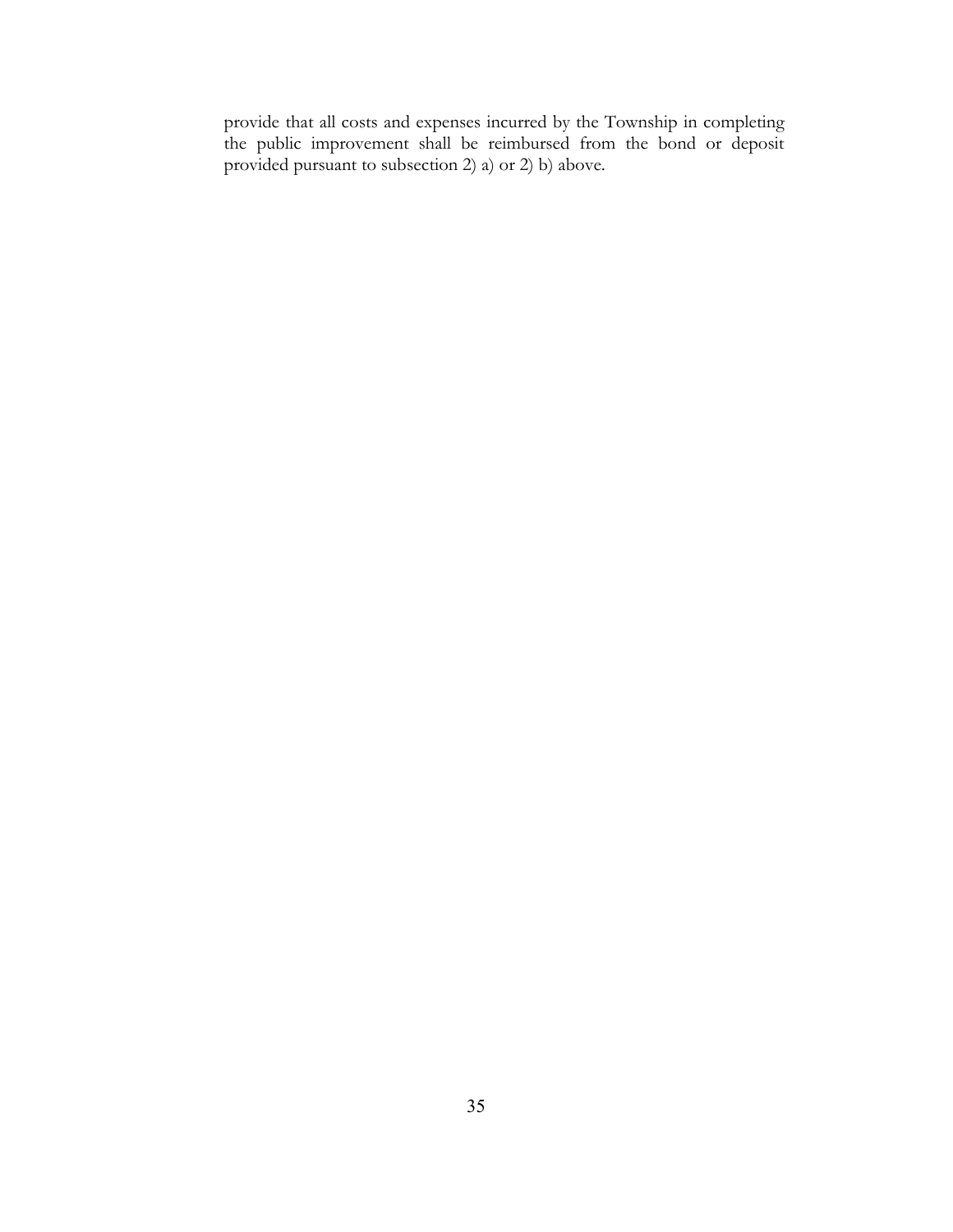provide that all costs and expenses incurred by the Township in completing the public improvement shall be reimbursed from the bond or deposit provided pursuant to subsection 2) a) or 2) b) above.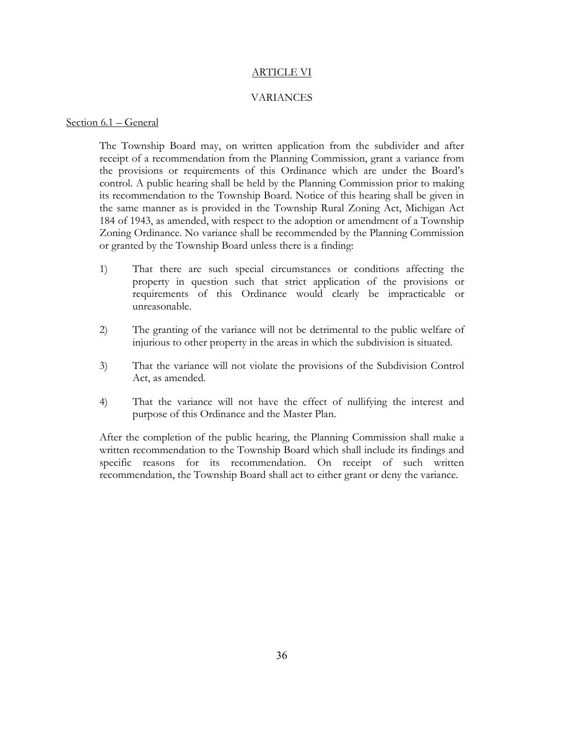# ARTICLE VI

## VARIANCES

### Section 6.1 – General

The Township Board may, on written application from the subdivider and after receipt of a recommendation from the Planning Commission, grant a variance from the provisions or requirements of this Ordinance which are under the Board's control. A public hearing shall be held by the Planning Commission prior to making its recommendation to the Township Board. Notice of this hearing shall be given in the same manner as is provided in the Township Rural Zoning Act, Michigan Act 184 of 1943, as amended, with respect to the adoption or amendment of a Township Zoning Ordinance. No variance shall be recommended by the Planning Commission or granted by the Township Board unless there is a finding:

1) That there are such special circumstances or conditions affecting the property in question such that strict application of the provisions or requirements of this Ordinance would clearly be impracticable or unreasonable.

2) The granting of the variance will not be detrimental to the public welfare of injurious to other property in the areas in which the subdivision is situated.

3) That the variance will not violate the provisions of the Subdivision Control Act, as amended.

4) That the variance will not have the effect of nullifying the interest and purpose of this Ordinance and the Master Plan.

After the completion of the public hearing, the Planning Commission shall make a written recommendation to the Township Board which shall include its findings and specific reasons for its recommendation. On receipt of such written recommendation, the Township Board shall act to either grant or deny the variance.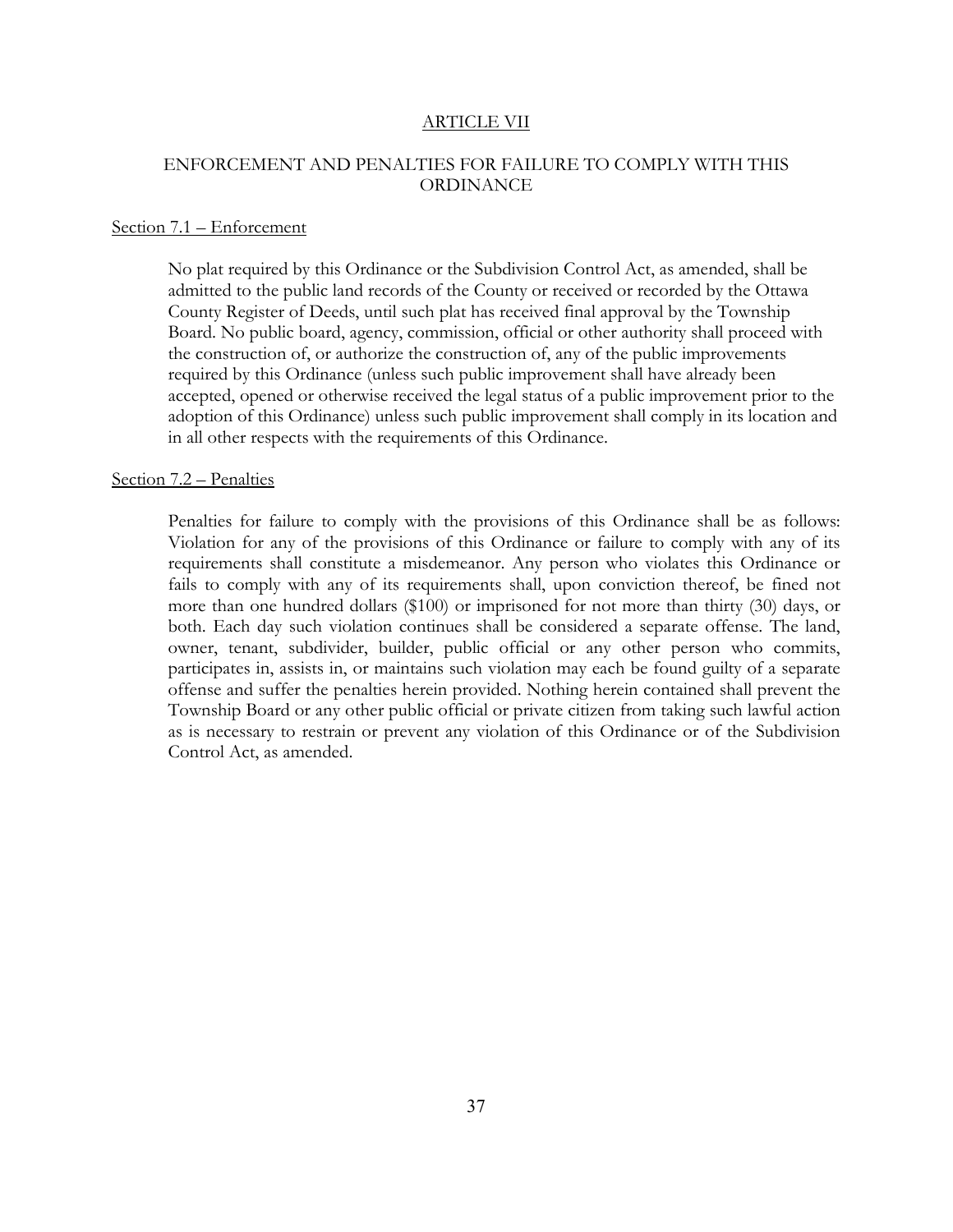## ARTICLE VII

## ENFORCEMENT AND PENALTIES FOR FAILURE TO COMPLY WITH THIS ORDINANCE

### Section 7.1 – Enforcement

No plat required by this Ordinance or the Subdivision Control Act, as amended, shall be admitted to the public land records of the County or received or recorded by the Ottawa County Register of Deeds, until such plat has received final approval by the Township Board. No public board, agency, commission, official or other authority shall proceed with the construction of, or authorize the construction of, any of the public improvements required by this Ordinance (unless such public improvement shall have already been accepted, opened or otherwise received the legal status of a public improvement prior to the adoption of this Ordinance) unless such public improvement shall comply in its location and in all other respects with the requirements of this Ordinance.

### Section 7.2 – Penalties

Penalties for failure to comply with the provisions of this Ordinance shall be as follows: Violation for any of the provisions of this Ordinance or failure to comply with any of its requirements shall constitute a misdemeanor. Any person who violates this Ordinance or fails to comply with any of its requirements shall, upon conviction thereof, be fined not more than one hundred dollars ($100) or imprisoned for not more than thirty (30) days, or both. Each day such violation continues shall be considered a separate offense. The land, owner, tenant, subdivider, builder, public official or any other person who commits, participates in, assists in, or maintains such violation may each be found guilty of a separate offense and suffer the penalties herein provided. Nothing herein contained shall prevent the Township Board or any other public official or private citizen from taking such lawful action as is necessary to restrain or prevent any violation of this Ordinance or of the Subdivision Control Act, as amended.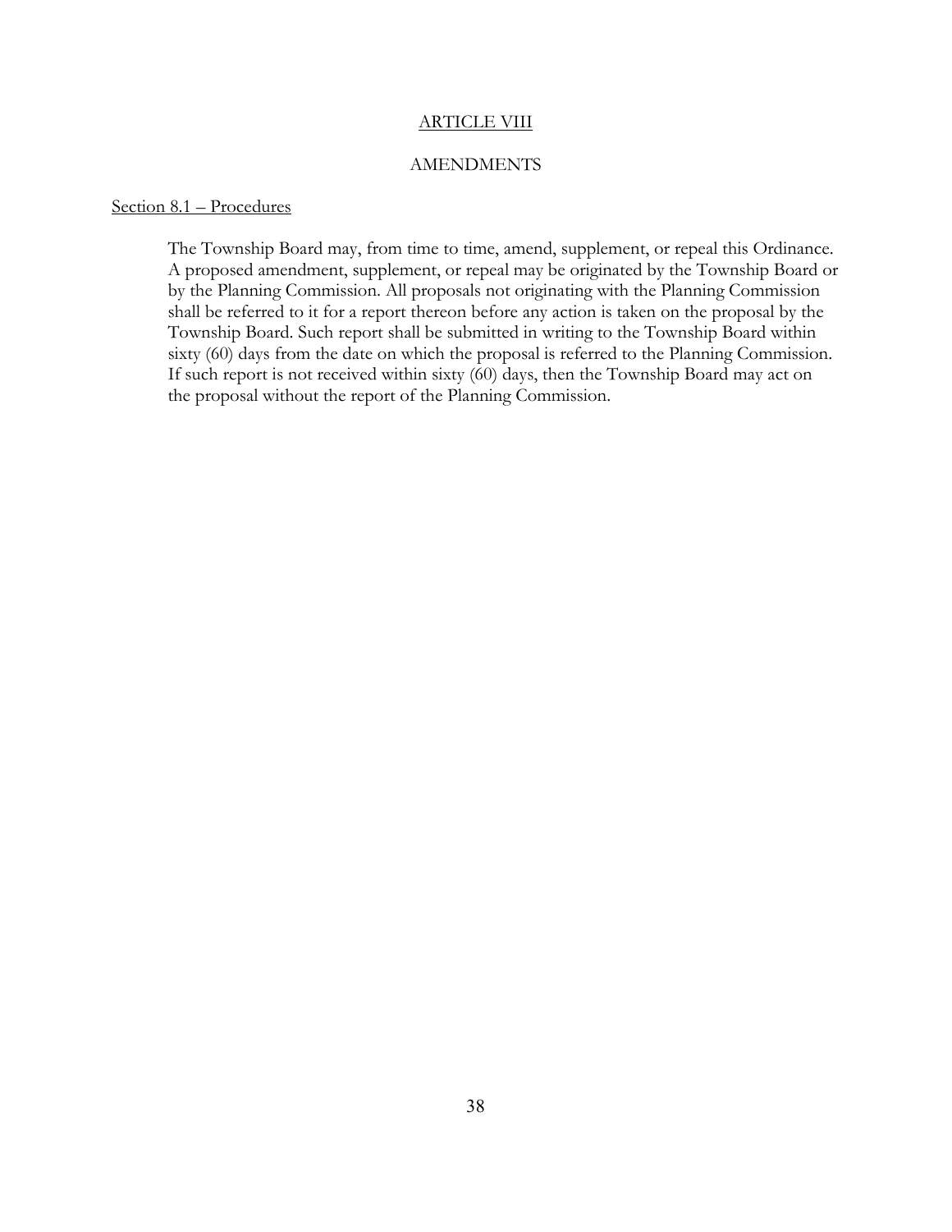## ARTICLE VIII

## AMENDMENTS

### Section 8.1 – Procedures

The Township Board may, from time to time, amend, supplement, or repeal this Ordinance. A proposed amendment, supplement, or repeal may be originated by the Township Board or by the Planning Commission. All proposals not originating with the Planning Commission shall be referred to it for a report thereon before any action is taken on the proposal by the Township Board. Such report shall be submitted in writing to the Township Board within sixty (60) days from the date on which the proposal is referred to the Planning Commission. If such report is not received within sixty (60) days, then the Township Board may act on the proposal without the report of the Planning Commission.